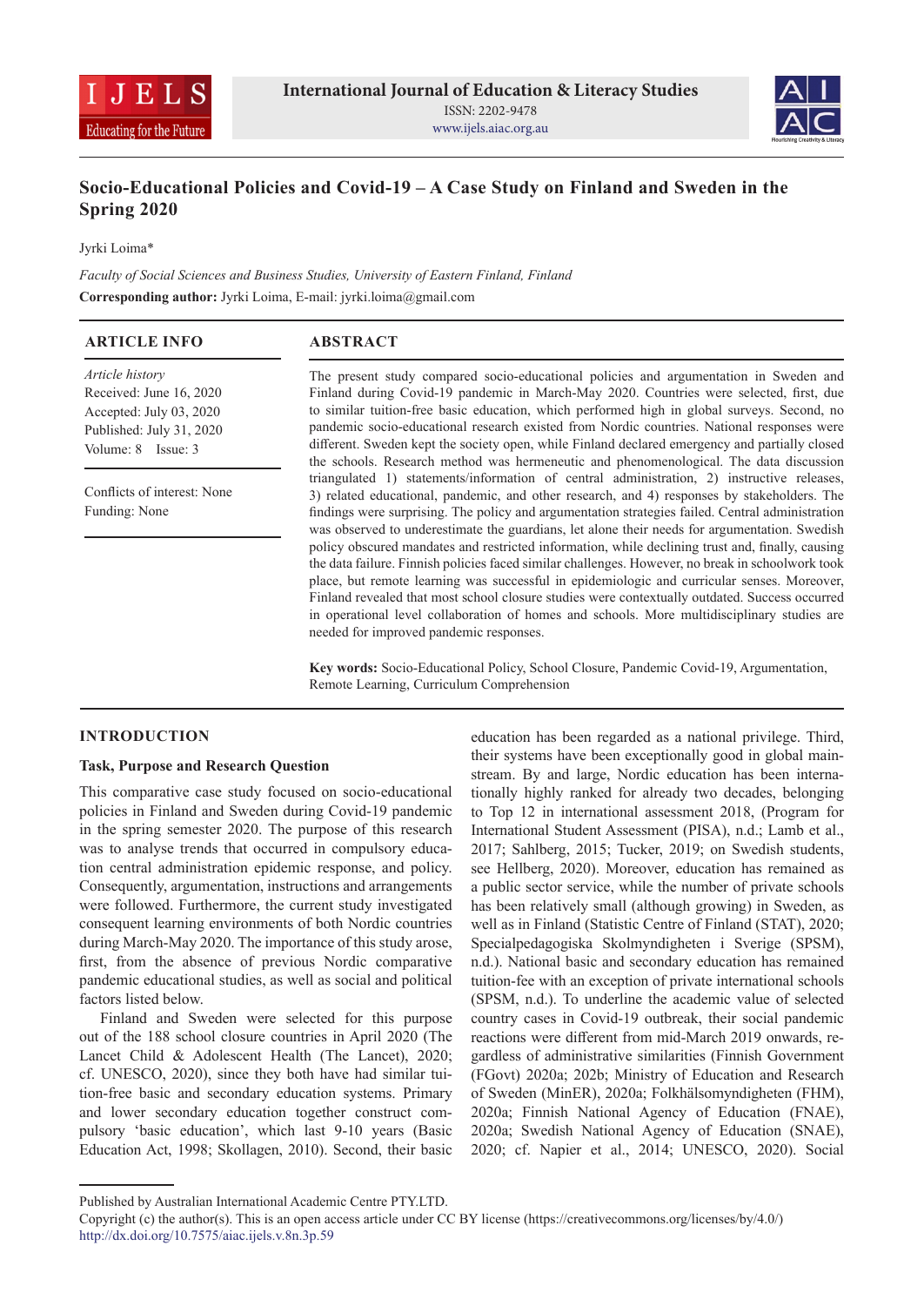# Socio-Educational Policies and Covid-19 – A Case Study on Finland and Sweden in the Spring 2020

Jyrki Loima*

*Faculty of Social Sciences and Business Studies, University of Eastern Finland, Finland*

**Corresponding author:** Jyrki Loima, E-mail: jyrki.loima@gmail.com

## ARTICLE INFO

*Article history*
Received: June 16, 2020
Accepted: July 03, 2020
Published: July 31, 2020
Volume: 8 Issue: 3

Conflicts of interest: None
Funding: None

## ABSTRACT

The present study compared socio-educational policies and argumentation in Sweden and Finland during Covid-19 pandemic in March-May 2020. Countries were selected, first, due to similar tuition-free basic education, which performed high in global surveys. Second, no pandemic socio-educational research existed from Nordic countries. National responses were different. Sweden kept the society open, while Finland declared emergency and partially closed the schools. Research method was hermeneutic and phenomenological. The data discussion triangulated 1) statements/information of central administration, 2) instructive releases, 3) related educational, pandemic, and other research, and 4) responses by stakeholders. The findings were surprising. The policy and argumentation strategies failed. Central administration was observed to underestimate the guardians, let alone their needs for argumentation. Swedish policy obscured mandates and restricted information, while declining trust and, finally, causing the data failure. Finnish policies faced similar challenges. However, no break in schoolwork took place, but remote learning was successful in epidemiologic and curricular senses. Moreover, Finland revealed that most school closure studies were contextually outdated. Success occurred in operational level collaboration of homes and schools. More multidisciplinary studies are needed for improved pandemic responses.

**Key words:** Socio-Educational Policy, School Closure, Pandemic Covid-19, Argumentation, Remote Learning, Curriculum Comprehension

## INTRODUCTION

### Task, Purpose and Research Question

This comparative case study focused on socio-educational policies in Finland and Sweden during Covid-19 pandemic in the spring semester 2020. The purpose of this research was to analyse trends that occurred in compulsory education central administration epidemic response, and policy. Consequently, argumentation, instructions and arrangements were followed. Furthermore, the current study investigated consequent learning environments of both Nordic countries during March-May 2020. The importance of this study arose, first, from the absence of previous Nordic comparative pandemic educational studies, as well as social and political factors listed below.

Finland and Sweden were selected for this purpose out of the 188 school closure countries in April 2020 (The Lancet Child & Adolescent Health (The Lancet), 2020; cf. UNESCO, 2020), since they both have had similar tuition-free basic and secondary education systems. Primary and lower secondary education together construct compulsory 'basic education', which last 9-10 years (Basic Education Act, 1998; Skollagen, 2010). Second, their basic education has been regarded as a national privilege. Third, their systems have been exceptionally good in global mainstream. By and large, Nordic education has been internationally highly ranked for already two decades, belonging to Top 12 in international assessment 2018, (Program for International Student Assessment (PISA), n.d.; Lamb et al., 2017; Sahlberg, 2015; Tucker, 2019; on Swedish students, see Hellberg, 2020). Moreover, education has remained as a public sector service, while the number of private schools has been relatively small (although growing) in Sweden, as well as in Finland (Statistic Centre of Finland (STAT), 2020; Specialpedagogiska Skolmyndigheten i Sverige (SPSM), n.d.). National basic and secondary education has remained tuition-fee with an exception of private international schools (SPSM, n.d.). To underline the academic value of selected country cases in Covid-19 outbreak, their social pandemic reactions were different from mid-March 2019 onwards, regardless of administrative similarities (Finnish Government (FGovt) 2020a; 202b; Ministry of Education and Research of Sweden (MinER), 2020a; Folkhälsomyndigheten (FHM), 2020a; Finnish National Agency of Education (FNAE), 2020a; Swedish National Agency of Education (SNAE), 2020; cf. Napier et al., 2014; UNESCO, 2020). Social

Published by Australian International Academic Centre PTY.LTD.
Copyright (c) the author(s). This is an open access article under CC BY license (https://creativecommons.org/licenses/by/4.0/)
http://dx.doi.org/10.7575/aiac.ijels.v.8n.3p.59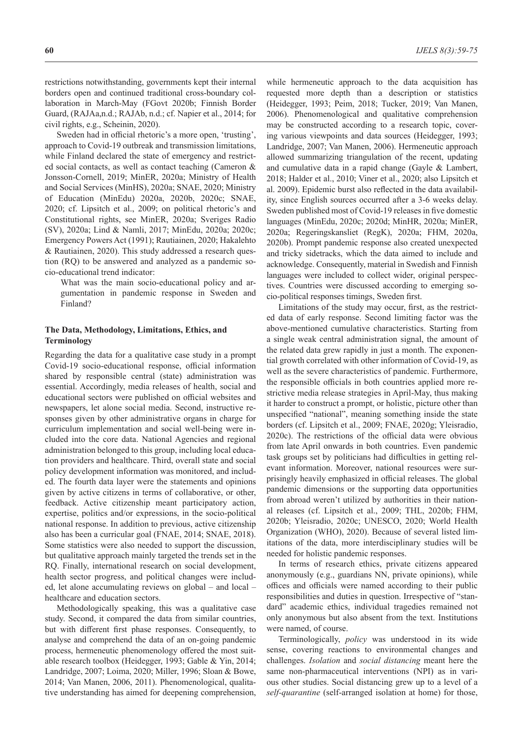restrictions notwithstanding, governments kept their internal borders open and continued traditional cross-boundary collaboration in March-May (FGovt 2020b; Finnish Border Guard, (RAJAa,n.d.; RAJAb, n.d.; cf. Napier et al., 2014; for civil rights, e.g., Scheinin, 2020).

Sweden had in official rhetoric's a more open, 'trusting', approach to Covid-19 outbreak and transmission limitations, while Finland declared the state of emergency and restricted social contacts, as well as contact teaching (Cameron & Jonsson-Cornell, 2019; MinER, 2020a; Ministry of Health and Social Services (MinHS), 2020a; SNAE, 2020; Ministry of Education (MinEdu) 2020a, 2020b, 2020c; SNAE, 2020; cf. Lipsitch et al., 2009; on political rhetoric's and Constitutional rights, see MinER, 2020a; Sveriges Radio (SV), 2020a; Lind & Namli, 2017; MinEdu, 2020a; 2020c; Emergency Powers Act (1991); Rautiainen, 2020; Hakalehto & Rautiainen, 2020). This study addressed a research question (RQ) to be answered and analyzed as a pandemic socio-educational trend indicator:

> What was the main socio-educational policy and argumentation in pandemic response in Sweden and Finland?

### The Data, Methodology, Limitations, Ethics, and Terminology

Regarding the data for a qualitative case study in a prompt Covid-19 socio-educational response, official information shared by responsible central (state) administration was essential. Accordingly, media releases of health, social and educational sectors were published on official websites and newspapers, let alone social media. Second, instructive responses given by other administrative organs in charge for curriculum implementation and social well-being were included into the core data. National Agencies and regional administration belonged to this group, including local education providers and healthcare. Third, overall state and social policy development information was monitored, and included. The fourth data layer were the statements and opinions given by active citizens in terms of collaborative, or other, feedback. Active citizenship meant participatory action, expertise, politics and/or expressions, in the socio-political national response. In addition to previous, active citizenship also has been a curricular goal (FNAE, 2014; SNAE, 2018). Some statistics were also needed to support the discussion, but qualitative approach mainly targeted the trends set in the RQ. Finally, international research on social development, health sector progress, and political changes were included, let alone accumulating reviews on global – and local – healthcare and education sectors.

Methodologically speaking, this was a qualitative case study. Second, it compared the data from similar countries, but with different first phase responses. Consequently, to analyse and comprehend the data of an on-going pandemic process, hermeneutic phenomenology offered the most suitable research toolbox (Heidegger, 1993; Gable & Yin, 2014; Landridge, 2007; Loima, 2020; Miller, 1996; Sloan & Bowe, 2014; Van Manen, 2006, 2011). Phenomenological, qualitative understanding has aimed for deepening comprehension, while hermeneutic approach to the data acquisition has requested more depth than a description or statistics (Heidegger, 1993; Peim, 2018; Tucker, 2019; Van Manen, 2006). Phenomenological and qualitative comprehension may be constructed according to a research topic, covering various viewpoints and data sources (Heidegger, 1993; Landridge, 2007; Van Manen, 2006). Hermeneutic approach allowed summarizing triangulation of the recent, updating and cumulative data in a rapid change (Gayle & Lambert, 2018; Halder et al., 2010; Viner et al., 2020; also Lipsitch et al. 2009). Epidemic burst also reflected in the data availability, since English sources occurred after a 3-6 weeks delay. Sweden published most of Covid-19 releases in five domestic languages (MinEdu, 2020c; 2020d; MinHR, 2020a; MinER, 2020a; Regeringskansliet (RegK), 2020a; FHM, 2020a, 2020b). Prompt pandemic response also created unexpected and tricky sidetracks, which the data aimed to include and acknowledge. Consequently, material in Swedish and Finnish languages were included to collect wider, original perspectives. Countries were discussed according to emerging socio-political responses timings, Sweden first.

Limitations of the study may occur, first, as the restricted data of early response. Second limiting factor was the above-mentioned cumulative characteristics. Starting from a single weak central administration signal, the amount of the related data grew rapidly in just a month. The exponential growth correlated with other information of Covid-19, as well as the severe characteristics of pandemic. Furthermore, the responsible officials in both countries applied more restrictive media release strategies in April-May, thus making it harder to construct a prompt, or holistic, picture other than unspecified "national", meaning something inside the state borders (cf. Lipsitch et al., 2009; FNAE, 2020g; Yleisradio, 2020c). The restrictions of the official data were obvious from late April onwards in both countries. Even pandemic task groups set by politicians had difficulties in getting relevant information. Moreover, national resources were surprisingly heavily emphasized in official releases. The global pandemic dimensions or the supporting data opportunities from abroad weren't utilized by authorities in their national releases (cf. Lipsitch et al., 2009; THL, 2020b; FHM, 2020b; Yleisradio, 2020c; UNESCO, 2020; World Health Organization (WHO), 2020). Because of several listed limitations of the data, more interdisciplinary studies will be needed for holistic pandemic responses.

In terms of research ethics, private citizens appeared anonymously (e.g., guardians NN, private opinions), while offices and officials were named according to their public responsibilities and duties in question. Irrespective of "standard" academic ethics, individual tragedies remained not only anonymous but also absent from the text. Institutions were named, of course.

Terminologically, *policy* was understood in its wide sense, covering reactions to environmental changes and challenges. *Isolation* and *social distancing* meant here the same non-pharmaceutical interventions (NPI) as in various other studies. Social distancing grew up to a level of a *self-quarantine* (self-arranged isolation at home) for those,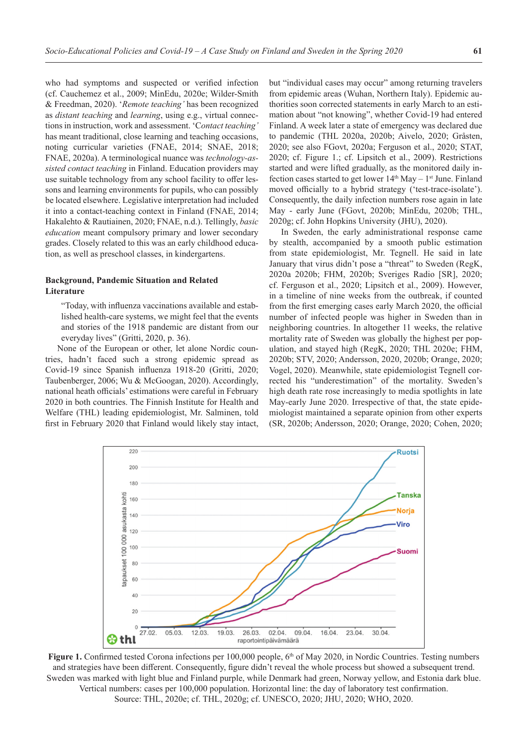who had symptoms and suspected or verified infection (cf. Cauchemez et al., 2009; MinEdu, 2020e; Wilder-Smith & Freedman, 2020). '*Remote teaching'* has been recognized as *distant teaching* and *learning*, using e.g., virtual connections in instruction, work and assessment. '*Contact teaching'* has meant traditional, close learning and teaching occasions, noting curricular varieties (FNAE, 2014; SNAE, 2018; FNAE, 2020a). A terminological nuance was *technology-assisted contact teaching* in Finland. Education providers may use suitable technology from any school facility to offer lessons and learning environments for pupils, who can possibly be located elsewhere. Legislative interpretation had included it into a contact-teaching context in Finland (FNAE, 2014; Hakalehto & Rautiainen, 2020; FNAE, n.d.). Tellingly, *basic education* meant compulsory primary and lower secondary grades. Closely related to this was an early childhood education, as well as preschool classes, in kindergartens.

## Background, Pandemic Situation and Related Literature

> "Today, with influenza vaccinations available and established health-care systems, we might feel that the events and stories of the 1918 pandemic are distant from our everyday lives" (Gritti, 2020, p. 36).

None of the European or other, let alone Nordic countries, hadn't faced such a strong epidemic spread as Covid-19 since Spanish influenza 1918-20 (Gritti, 2020; Taubenberger, 2006; Wu & McGoogan, 2020). Accordingly, national heath officials' estimations were careful in February 2020 in both countries. The Finnish Institute for Health and Welfare (THL) leading epidemiologist, Mr. Salminen, told first in February 2020 that Finland would likely stay intact, but "individual cases may occur" among returning travelers from epidemic areas (Wuhan, Northern Italy). Epidemic authorities soon corrected statements in early March to an estimation about "not knowing", whether Covid-19 had entered Finland. A week later a state of emergency was declared due to pandemic (THL 2020a, 2020b; Aivelo, 2020; Gråsten, 2020; see also FGovt, 2020a; Ferguson et al., 2020; STAT, 2020; cf. Figure 1.; cf. Lipsitch et al., 2009). Restrictions started and were lifted gradually, as the monitored daily infection cases started to get lower 14th May – 1st June. Finland moved officially to a hybrid strategy ('test-trace-isolate'). Consequently, the daily infection numbers rose again in late May - early June (FGovt, 2020b; MinEdu, 2020b; THL, 2020g; cf. John Hopkins University (JHU), 2020).

In Sweden, the early administrational response came by stealth, accompanied by a smooth public estimation from state epidemiologist, Mr. Tegnell. He said in late January that virus didn't pose a "threat" to Sweden (RegK, 2020a 2020b; FHM, 2020b; Sveriges Radio [SR], 2020; cf. Ferguson et al., 2020; Lipsitch et al., 2009). However, in a timeline of nine weeks from the outbreak, if counted from the first emerging cases early March 2020, the official number of infected people was higher in Sweden than in neighboring countries. In altogether 11 weeks, the relative mortality rate of Sweden was globally the highest per population, and stayed high (RegK, 2020; THL 2020e; FHM, 2020b; STV, 2020; Andersson, 2020, 2020b; Orange, 2020; Vogel, 2020). Meanwhile, state epidemiologist Tegnell corrected his "underestimation" of the mortality. Sweden's high death rate rose increasingly to media spotlights in late May-early June 2020. Irrespective of that, the state epidemiologist maintained a separate opinion from other experts (SR, 2020b; Andersson, 2020; Orange, 2020; Cohen, 2020;

**Figure 1.** Confirmed tested Corona infections per 100,000 people, 6th of May 2020, in Nordic Countries. Testing numbers and strategies have been different. Consequently, figure didn't reveal the whole process but showed a subsequent trend. Sweden was marked with light blue and Finland purple, while Denmark had green, Norway yellow, and Estonia dark blue. Vertical numbers: cases per 100,000 population. Horizontal line: the day of laboratory test confirmation. Source: THL, 2020e; cf. THL, 2020g; cf. UNESCO, 2020; JHU, 2020; WHO, 2020.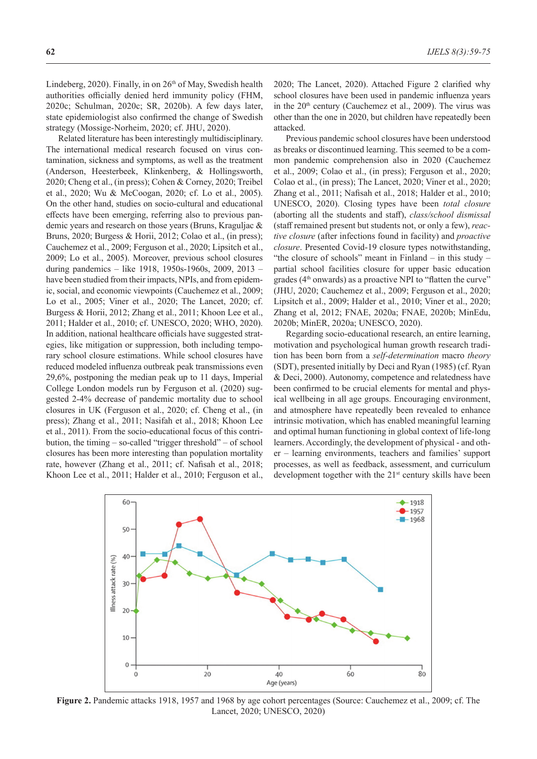Lindeberg, 2020). Finally, in on 26th of May, Swedish health authorities officially denied herd immunity policy (FHM, 2020c; Schulman, 2020c; SR, 2020b). A few days later, state epidemiologist also confirmed the change of Swedish strategy (Mossige-Norheim, 2020; cf. JHU, 2020).

Related literature has been interestingly multidisciplinary. The international medical research focused on virus contamination, sickness and symptoms, as well as the treatment (Anderson, Heesterbeek, Klinkenberg, & Hollingsworth, 2020; Cheng et al., (in press); Cohen & Corney, 2020; Treibel et al., 2020; Wu & McCoogan, 2020; cf. Lo et al., 2005). On the other hand, studies on socio-cultural and educational effects have been emerging, referring also to previous pandemic years and research on those years (Bruns, Kragljac & Bruns, 2020; Burgess & Horii, 2012; Colao et al., (in press); Cauchemez et al., 2009; Ferguson et al., 2020; Lipsitch et al., 2009; Lo et al., 2005). Moreover, previous school closures during pandemics – like 1918, 1950s-1960s, 2009, 2013 – have been studied from their impacts, NPIs, and from epidemic, social, and economic viewpoints (Cauchemez et al., 2009; Lo et al., 2005; Viner et al., 2020; The Lancet, 2020; cf. Burgess & Horii, 2012; Zhang et al., 2011; Khoon Lee et al., 2011; Halder et al., 2010; cf. UNESCO, 2020; WHO, 2020). In addition, national healthcare officials have suggested strategies, like mitigation or suppression, both including temporary school closure estimations. While school closures have reduced modeled influenza outbreak peak transmissions even 29,6%, postponing the median peak up to 11 days, Imperial College London models run by Ferguson et al. (2020) suggested 2-4% decrease of pandemic mortality due to school closures in UK (Ferguson et al., 2020; cf. Cheng et al., (in press); Zhang et al., 2011; Nasifah et al., 2018; Khoon Lee et al., 2011). From the socio-educational focus of this contribution, the timing – so-called "trigger threshold" – of school closures has been more interesting than population mortality rate, however (Zhang et al., 2011; cf. Nafisah et al., 2018; Khoon Lee et al., 2011; Halder et al., 2010; Ferguson et al., 2020; The Lancet, 2020). Attached Figure 2 clarified why school closures have been used in pandemic influenza years in the 20th century (Cauchemez et al., 2009). The virus was other than the one in 2020, but children have repeatedly been attacked.

Previous pandemic school closures have been understood as breaks or discontinued learning. This seemed to be a common pandemic comprehension also in 2020 (Cauchemez et al., 2009; Colao et al., (in press); Ferguson et al., 2020; Colao et al., (in press); The Lancet, 2020; Viner et al., 2020; Zhang et al., 2011; Nafisah et al., 2018; Halder et al., 2010; UNESCO, 2020). Closing types have been *total closure* (aborting all the students and staff), *class/school dismissal* (staff remained present but students not, or only a few), *reactive closure* (after infections found in facility) and *proactive closure*. Presented Covid-19 closure types notwithstanding, "the closure of schools" meant in Finland – in this study – partial school facilities closure for upper basic education grades (4th onwards) as a proactive NPI to "flatten the curve" (JHU, 2020; Cauchemez et al., 2009; Ferguson et al., 2020; Lipsitch et al., 2009; Halder et al., 2010; Viner et al., 2020; Zhang et al, 2012; FNAE, 2020a; FNAE, 2020b; MinEdu, 2020b; MinER, 2020a; UNESCO, 2020).

Regarding socio-educational research, an entire learning, motivation and psychological human growth research tradition has been born from a *self-determination* macro *theory* (SDT), presented initially by Deci and Ryan (1985) (cf. Ryan & Deci, 2000). Autonomy, competence and relatedness have been confirmed to be crucial elements for mental and physical wellbeing in all age groups. Encouraging environment, and atmosphere have repeatedly been revealed to enhance intrinsic motivation, which has enabled meaningful learning and optimal human functioning in global context of life-long learners. Accordingly, the development of physical - and other – learning environments, teachers and families' support processes, as well as feedback, assessment, and curriculum development together with the 21st century skills have been

**Figure 2.** Pandemic attacks 1918, 1957 and 1968 by age cohort percentages (Source: Cauchemez et al., 2009; cf. The Lancet, 2020; UNESCO, 2020)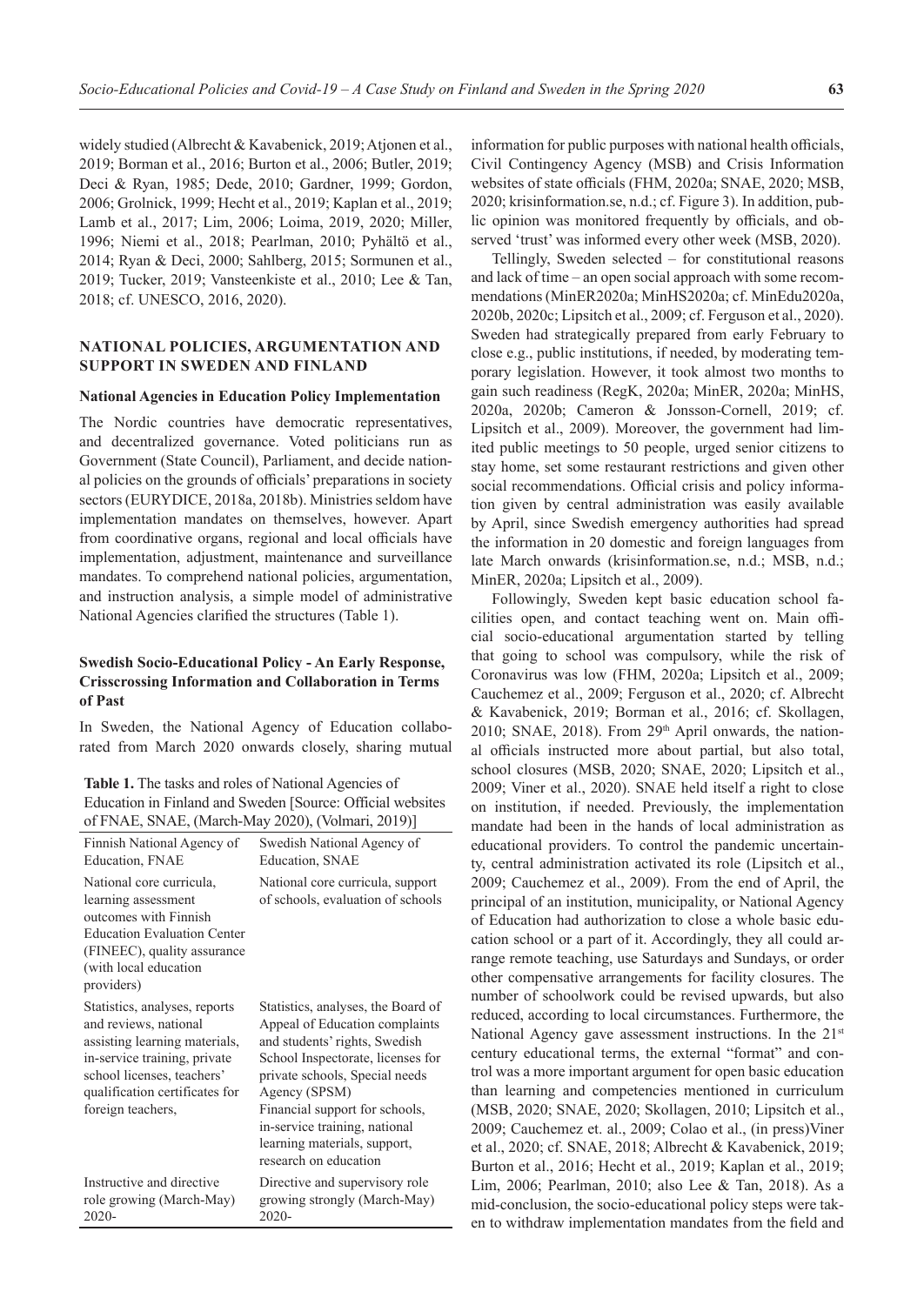widely studied (Albrecht & Kavabenick, 2019; Atjonen et al., 2019; Borman et al., 2016; Burton et al., 2006; Butler, 2019; Deci & Ryan, 1985; Dede, 2010; Gardner, 1999; Gordon, 2006; Grolnick, 1999; Hecht et al., 2019; Kaplan et al., 2019; Lamb et al., 2017; Lim, 2006; Loima, 2019, 2020; Miller, 1996; Niemi et al., 2018; Pearlman, 2010; Pyhältö et al., 2014; Ryan & Deci, 2000; Sahlberg, 2015; Sormunen et al., 2019; Tucker, 2019; Vansteenkiste et al., 2010; Lee & Tan, 2018; cf. UNESCO, 2016, 2020).

## NATIONAL POLICIES, ARGUMENTATION AND SUPPORT IN SWEDEN AND FINLAND

### National Agencies in Education Policy Implementation

The Nordic countries have democratic representatives, and decentralized governance. Voted politicians run as Government (State Council), Parliament, and decide national policies on the grounds of officials' preparations in society sectors (EURYDICE, 2018a, 2018b). Ministries seldom have implementation mandates on themselves, however. Apart from coordinative organs, regional and local officials have implementation, adjustment, maintenance and surveillance mandates. To comprehend national policies, argumentation, and instruction analysis, a simple model of administrative National Agencies clarified the structures (Table 1).

### Swedish Socio-Educational Policy - An Early Response, Crisscrossing Information and Collaboration in Terms of Past

In Sweden, the National Agency of Education collaborated from March 2020 onwards closely, sharing mutual information for public purposes with national health officials, Civil Contingency Agency (MSB) and Crisis Information websites of state officials (FHM, 2020a; SNAE, 2020; MSB, 2020; krisinformation.se, n.d.; cf. Figure 3). In addition, public opinion was monitored frequently by officials, and observed 'trust' was informed every other week (MSB, 2020).

**Table 1.** The tasks and roles of National Agencies of Education in Finland and Sweden [Source: Official websites of FNAE, SNAE, (March-May 2020), (Volmari, 2019)]

| Finnish National Agency of Education, FNAE | Swedish National Agency of Education, SNAE |
|---|---|
| National core curricula, learning assessment outcomes with Finnish Education Evaluation Center (FINEEC), quality assurance (with local education providers) | National core curricula, support of schools, evaluation of schools |
| Statistics, analyses, reports and reviews, national assisting learning materials, in-service training, private school licenses, teachers' qualification certificates for foreign teachers, | Statistics, analyses, the Board of Appeal of Education complaints and students' rights, Swedish School Inspectorate, licenses for private schools, Special needs Agency (SPSM) Financial support for schools, in-service training, national learning materials, support, research on education |
| Instructive and directive role growing (March-May) 2020- | Directive and supervisory role growing strongly (March-May) 2020- |

Tellingly, Sweden selected – for constitutional reasons and lack of time – an open social approach with some recommendations (MinER2020a; MinHS2020a; cf. MinEdu2020a, 2020b, 2020c; Lipsitch et al., 2009; cf. Ferguson et al., 2020). Sweden had strategically prepared from early February to close e.g., public institutions, if needed, by moderating temporary legislation. However, it took almost two months to gain such readiness (RegK, 2020a; MinER, 2020a; MinHS, 2020a, 2020b; Cameron & Jonsson-Cornell, 2019; cf. Lipsitch et al., 2009). Moreover, the government had limited public meetings to 50 people, urged senior citizens to stay home, set some restaurant restrictions and given other social recommendations. Official crisis and policy information given by central administration was easily available by April, since Swedish emergency authorities had spread the information in 20 domestic and foreign languages from late March onwards (krisinformation.se, n.d.; MSB, n.d.; MinER, 2020a; Lipsitch et al., 2009).

Followingly, Sweden kept basic education school facilities open, and contact teaching went on. Main official socio-educational argumentation started by telling that going to school was compulsory, while the risk of Coronavirus was low (FHM, 2020a; Lipsitch et al., 2009; Cauchemez et al., 2009; Ferguson et al., 2020; cf. Albrecht & Kavabenick, 2019; Borman et al., 2016; cf. Skollagen, 2010; SNAE, 2018). From 29th April onwards, the national officials instructed more about partial, but also total, school closures (MSB, 2020; SNAE, 2020; Lipsitch et al., 2009; Viner et al., 2020). SNAE held itself a right to close on institution, if needed. Previously, the implementation mandate had been in the hands of local administration as educational providers. To control the pandemic uncertainty, central administration activated its role (Lipsitch et al., 2009; Cauchemez et al., 2009). From the end of April, the principal of an institution, municipality, or National Agency of Education had authorization to close a whole basic education school or a part of it. Accordingly, they all could arrange remote teaching, use Saturdays and Sundays, or order other compensative arrangements for facility closures. The number of schoolwork could be revised upwards, but also reduced, according to local circumstances. Furthermore, the National Agency gave assessment instructions. In the 21st century educational terms, the external "format" and control was a more important argument for open basic education than learning and competencies mentioned in curriculum (MSB, 2020; SNAE, 2020; Skollagen, 2010; Lipsitch et al., 2009; Cauchemez et. al., 2009; Colao et al., (in press)Viner et al., 2020; cf. SNAE, 2018; Albrecht & Kavabenick, 2019; Burton et al., 2016; Hecht et al., 2019; Kaplan et al., 2019; Lim, 2006; Pearlman, 2010; also Lee & Tan, 2018). As a mid-conclusion, the socio-educational policy steps were taken to withdraw implementation mandates from the field and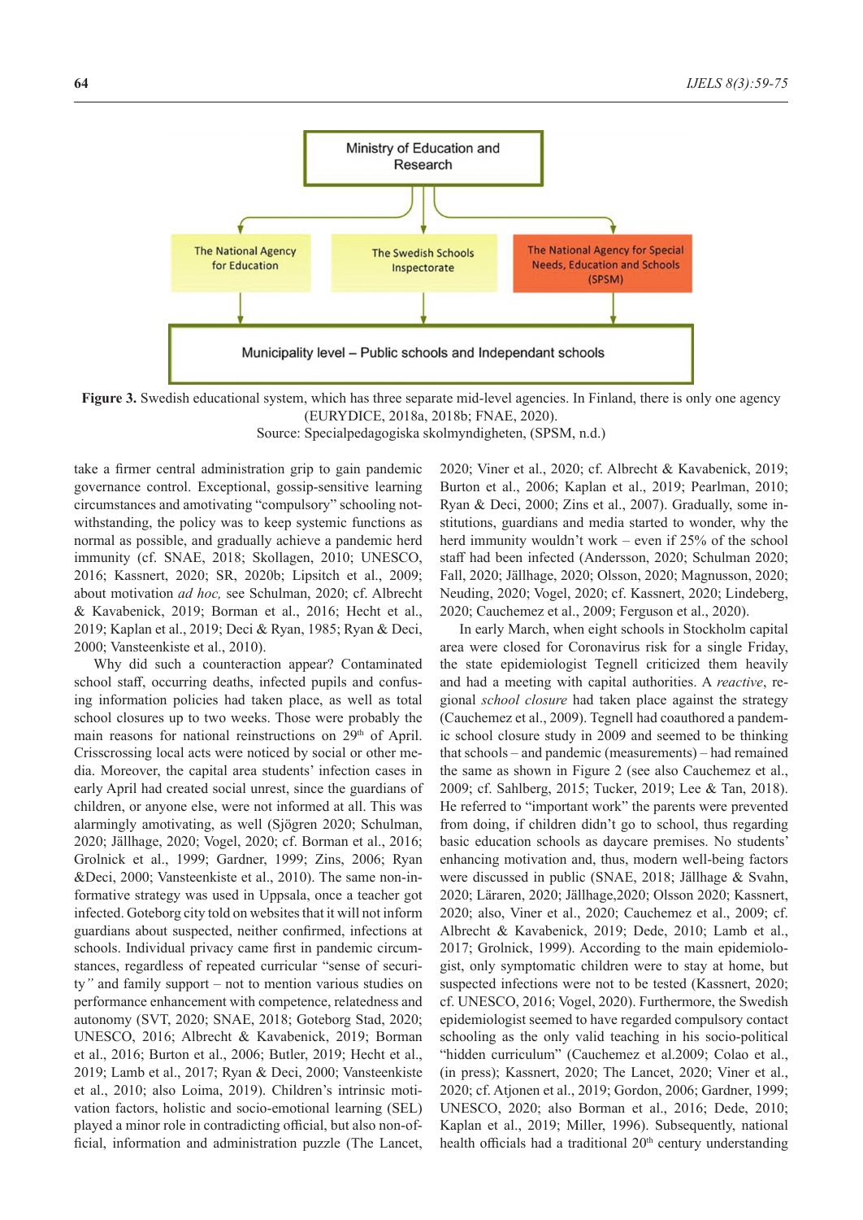Ministry of Education and Research

The National Agency for Education

The Swedish Schools Inspectorate

The National Agency for Special Needs, Education and Schools (SPSM)

Municipality level – Public schools and Independant schools

**Figure 3.** Swedish educational system, which has three separate mid-level agencies. In Finland, there is only one agency (EURYDICE, 2018a, 2018b; FNAE, 2020).
Source: Specialpedagogiska skolmyndigheten, (SPSM, n.d.)

take a firmer central administration grip to gain pandemic governance control. Exceptional, gossip-sensitive learning circumstances and amotivating "compulsory" schooling notwithstanding, the policy was to keep systemic functions as normal as possible, and gradually achieve a pandemic herd immunity (cf. SNAE, 2018; Skollagen, 2010; UNESCO, 2016; Kassnert, 2020; SR, 2020b; Lipsitch et al., 2009; about motivation *ad hoc,* see Schulman, 2020; cf. Albrecht & Kavabenick, 2019; Borman et al., 2016; Hecht et al., 2019; Kaplan et al., 2019; Deci & Ryan, 1985; Ryan & Deci, 2000; Vansteenkiste et al., 2010).

Why did such a counteraction appear? Contaminated school staff, occurring deaths, infected pupils and confusing information policies had taken place, as well as total school closures up to two weeks. Those were probably the main reasons for national reinstructions on 29th of April. Crisscrossing local acts were noticed by social or other media. Moreover, the capital area students' infection cases in early April had created social unrest, since the guardians of children, or anyone else, were not informed at all. This was alarmingly amotivating, as well (Sjögren 2020; Schulman, 2020; Jällhage, 2020; Vogel, 2020; cf. Borman et al., 2016; Grolnick et al., 1999; Gardner, 1999; Zins, 2006; Ryan &Deci, 2000; Vansteenkiste et al., 2010). The same non-informative strategy was used in Uppsala, once a teacher got infected. Goteborg city told on websites that it will not inform guardians about suspected, neither confirmed, infections at schools. Individual privacy came first in pandemic circumstances, regardless of repeated curricular "sense of security" and family support – not to mention various studies on performance enhancement with competence, relatedness and autonomy (SVT, 2020; SNAE, 2018; Goteborg Stad, 2020; UNESCO, 2016; Albrecht & Kavabenick, 2019; Borman et al., 2016; Burton et al., 2006; Butler, 2019; Hecht et al., 2019; Lamb et al., 2017; Ryan & Deci, 2000; Vansteenkiste et al., 2010; also Loima, 2019). Children's intrinsic motivation factors, holistic and socio-emotional learning (SEL) played a minor role in contradicting official, but also non-official, information and administration puzzle (The Lancet, 2020; Viner et al., 2020; cf. Albrecht & Kavabenick, 2019; Burton et al., 2006; Kaplan et al., 2019; Pearlman, 2010; Ryan & Deci, 2000; Zins et al., 2007). Gradually, some institutions, guardians and media started to wonder, why the herd immunity wouldn't work – even if 25% of the school staff had been infected (Andersson, 2020; Schulman 2020; Fall, 2020; Jällhage, 2020; Olsson, 2020; Magnusson, 2020; Neuding, 2020; Vogel, 2020; cf. Kassnert, 2020; Lindeberg, 2020; Cauchemez et al., 2009; Ferguson et al., 2020).

In early March, when eight schools in Stockholm capital area were closed for Coronavirus risk for a single Friday, the state epidemiologist Tegnell criticized them heavily and had a meeting with capital authorities. A *reactive*, regional *school closure* had taken place against the strategy (Cauchemez et al., 2009). Tegnell had coauthored a pandemic school closure study in 2009 and seemed to be thinking that schools – and pandemic (measurements) – had remained the same as shown in Figure 2 (see also Cauchemez et al., 2009; cf. Sahlberg, 2015; Tucker, 2019; Lee & Tan, 2018). He referred to "important work" the parents were prevented from doing, if children didn't go to school, thus regarding basic education schools as daycare premises. No students' enhancing motivation and, thus, modern well-being factors were discussed in public (SNAE, 2018; Jällhage & Svahn, 2020; Läraren, 2020; Jällhage,2020; Olsson 2020; Kassnert, 2020; also, Viner et al., 2020; Cauchemez et al., 2009; cf. Albrecht & Kavabenick, 2019; Dede, 2010; Lamb et al., 2017; Grolnick, 1999). According to the main epidemiologist, only symptomatic children were to stay at home, but suspected infections were not to be tested (Kassnert, 2020; cf. UNESCO, 2016; Vogel, 2020). Furthermore, the Swedish epidemiologist seemed to have regarded compulsory contact schooling as the only valid teaching in his socio-political "hidden curriculum" (Cauchemez et al.2009; Colao et al., (in press); Kassnert, 2020; The Lancet, 2020; Viner et al., 2020; cf. Atjonen et al., 2019; Gordon, 2006; Gardner, 1999; UNESCO, 2020; also Borman et al., 2016; Dede, 2010; Kaplan et al., 2019; Miller, 1996). Subsequently, national health officials had a traditional 20th century understanding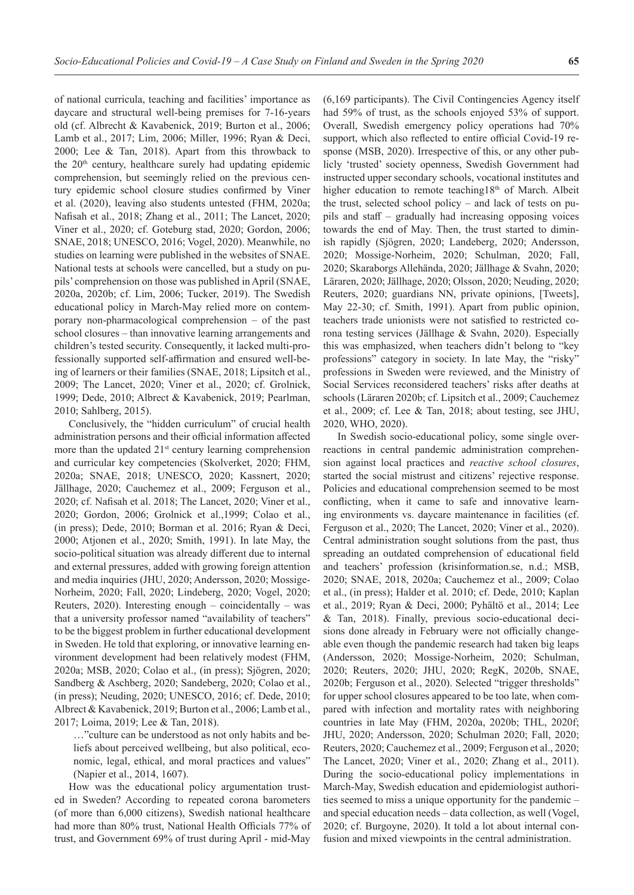of national curricula, teaching and facilities' importance as daycare and structural well-being premises for 7-16-years old (cf. Albrecht & Kavabenick, 2019; Burton et al., 2006; Lamb et al., 2017; Lim, 2006; Miller, 1996; Ryan & Deci, 2000; Lee & Tan, 2018). Apart from this throwback to the 20th century, healthcare surely had updating epidemic comprehension, but seemingly relied on the previous century epidemic school closure studies confirmed by Viner et al. (2020), leaving also students untested (FHM, 2020a; Nafisah et al., 2018; Zhang et al., 2011; The Lancet, 2020; Viner et al., 2020; cf. Goteburg stad, 2020; Gordon, 2006; SNAE, 2018; UNESCO, 2016; Vogel, 2020). Meanwhile, no studies on learning were published in the websites of SNAE. National tests at schools were cancelled, but a study on pupils' comprehension on those was published in April (SNAE, 2020a, 2020b; cf. Lim, 2006; Tucker, 2019). The Swedish educational policy in March-May relied more on contemporary non-pharmacological comprehension – of the past school closures – than innovative learning arrangements and children's tested security. Consequently, it lacked multi-professionally supported self-affirmation and ensured well-being of learners or their families (SNAE, 2018; Lipsitch et al., 2009; The Lancet, 2020; Viner et al., 2020; cf. Grolnick, 1999; Dede, 2010; Albrect & Kavabenick, 2019; Pearlman, 2010; Sahlberg, 2015).

Conclusively, the "hidden curriculum" of crucial health administration persons and their official information affected more than the updated 21st century learning comprehension and curricular key competencies (Skolverket, 2020; FHM, 2020a; SNAE, 2018; UNESCO, 2020; Kassnert, 2020; Jällhage, 2020; Cauchemez et al., 2009; Ferguson et al., 2020; cf. Nafisah et al. 2018; The Lancet, 2020; Viner et al., 2020; Gordon, 2006; Grolnick et al.,1999; Colao et al., (in press); Dede, 2010; Borman et al. 2016; Ryan & Deci, 2000; Atjonen et al., 2020; Smith, 1991). In late May, the socio-political situation was already different due to internal and external pressures, added with growing foreign attention and media inquiries (JHU, 2020; Andersson, 2020; Mossige-Norheim, 2020; Fall, 2020; Lindeberg, 2020; Vogel, 2020; Reuters, 2020). Interesting enough – coincidentally – was that a university professor named "availability of teachers" to be the biggest problem in further educational development in Sweden. He told that exploring, or innovative learning environment development had been relatively modest (FHM, 2020a; MSB, 2020; Colao et al., (in press); Sjögren, 2020; Sandberg & Aschberg, 2020; Sandeberg, 2020; Colao et al., (in press); Neuding, 2020; UNESCO, 2016; cf. Dede, 2010; Albrect & Kavabenick, 2019; Burton et al., 2006; Lamb et al., 2017; Loima, 2019; Lee & Tan, 2018).

> …"culture can be understood as not only habits and beliefs about perceived wellbeing, but also political, economic, legal, ethical, and moral practices and values" (Napier et al., 2014, 1607).

How was the educational policy argumentation trusted in Sweden? According to repeated corona barometers (of more than 6,000 citizens), Swedish national healthcare had more than 80% trust, National Health Officials 77% of trust, and Government 69% of trust during April - mid-May (6,169 participants). The Civil Contingencies Agency itself had 59% of trust, as the schools enjoyed 53% of support. Overall, Swedish emergency policy operations had 70% support, which also reflected to entire official Covid-19 response (MSB, 2020). Irrespective of this, or any other publicly 'trusted' society openness, Swedish Government had instructed upper secondary schools, vocational institutes and higher education to remote teaching18th of March. Albeit the trust, selected school policy – and lack of tests on pupils and staff – gradually had increasing opposing voices towards the end of May. Then, the trust started to diminish rapidly (Sjögren, 2020; Landeberg, 2020; Andersson, 2020; Mossige-Norheim, 2020; Schulman, 2020; Fall, 2020; Skaraborgs Allehända, 2020; Jällhage & Svahn, 2020; Läraren, 2020; Jällhage, 2020; Olsson, 2020; Neuding, 2020; Reuters, 2020; guardians NN, private opinions, [Tweets], May 22-30; cf. Smith, 1991). Apart from public opinion, teachers trade unionists were not satisfied to restricted corona testing services (Jällhage & Svahn, 2020). Especially this was emphasized, when teachers didn't belong to "key professions" category in society. In late May, the "risky" professions in Sweden were reviewed, and the Ministry of Social Services reconsidered teachers' risks after deaths at schools (Läraren 2020b; cf. Lipsitch et al., 2009; Cauchemez et al., 2009; cf. Lee & Tan, 2018; about testing, see JHU, 2020, WHO, 2020).

In Swedish socio-educational policy, some single overreactions in central pandemic administration comprehension against local practices and *reactive school closures*, started the social mistrust and citizens' rejective response. Policies and educational comprehension seemed to be most conflicting, when it came to safe and innovative learning environments vs. daycare maintenance in facilities (cf. Ferguson et al., 2020; The Lancet, 2020; Viner et al., 2020). Central administration sought solutions from the past, thus spreading an outdated comprehension of educational field and teachers' profession (krisinformation.se, n.d.; MSB, 2020; SNAE, 2018, 2020a; Cauchemez et al., 2009; Colao et al., (in press); Halder et al. 2010; cf. Dede, 2010; Kaplan et al., 2019; Ryan & Deci, 2000; Pyhältö et al., 2014; Lee & Tan, 2018). Finally, previous socio-educational decisions done already in February were not officially changeable even though the pandemic research had taken big leaps (Andersson, 2020; Mossige-Norheim, 2020; Schulman, 2020; Reuters, 2020; JHU, 2020; RegK, 2020b, SNAE, 2020b; Ferguson et al., 2020). Selected "trigger thresholds" for upper school closures appeared to be too late, when compared with infection and mortality rates with neighboring countries in late May (FHM, 2020a, 2020b; THL, 2020f; JHU, 2020; Andersson, 2020; Schulman 2020; Fall, 2020; Reuters, 2020; Cauchemez et al., 2009; Ferguson et al., 2020; The Lancet, 2020; Viner et al., 2020; Zhang et al., 2011). During the socio-educational policy implementations in March-May, Swedish education and epidemiologist authorities seemed to miss a unique opportunity for the pandemic – and special education needs – data collection, as well (Vogel, 2020; cf. Burgoyne, 2020). It told a lot about internal confusion and mixed viewpoints in the central administration.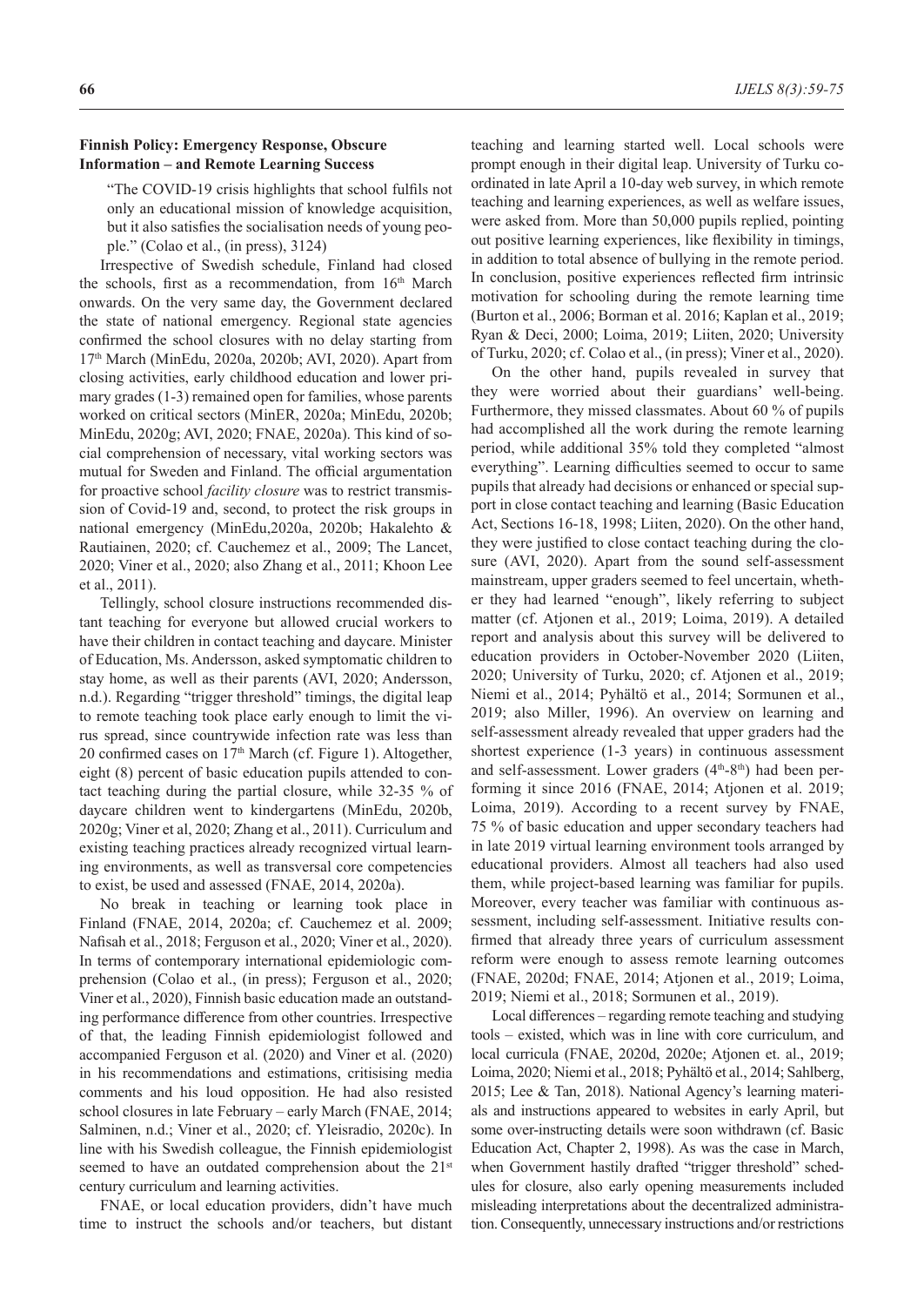## Finnish Policy: Emergency Response, Obscure Information – and Remote Learning Success

> "The COVID-19 crisis highlights that school fulfils not only an educational mission of knowledge acquisition, but it also satisfies the socialisation needs of young people." (Colao et al., (in press), 3124)

Irrespective of Swedish schedule, Finland had closed the schools, first as a recommendation, from 16th March onwards. On the very same day, the Government declared the state of national emergency. Regional state agencies confirmed the school closures with no delay starting from 17th March (MinEdu, 2020a, 2020b; AVI, 2020). Apart from closing activities, early childhood education and lower primary grades (1-3) remained open for families, whose parents worked on critical sectors (MinER, 2020a; MinEdu, 2020b; MinEdu, 2020g; AVI, 2020; FNAE, 2020a). This kind of social comprehension of necessary, vital working sectors was mutual for Sweden and Finland. The official argumentation for proactive school *facility closure* was to restrict transmission of Covid-19 and, second, to protect the risk groups in national emergency (MinEdu,2020a, 2020b; Hakalehto & Rautiainen, 2020; cf. Cauchemez et al., 2009; The Lancet, 2020; Viner et al., 2020; also Zhang et al., 2011; Khoon Lee et al., 2011).

Tellingly, school closure instructions recommended distant teaching for everyone but allowed crucial workers to have their children in contact teaching and daycare. Minister of Education, Ms. Andersson, asked symptomatic children to stay home, as well as their parents (AVI, 2020; Andersson, n.d.). Regarding "trigger threshold" timings, the digital leap to remote teaching took place early enough to limit the virus spread, since countrywide infection rate was less than 20 confirmed cases on 17th March (cf. Figure 1). Altogether, eight (8) percent of basic education pupils attended to contact teaching during the partial closure, while 32-35 % of daycare children went to kindergartens (MinEdu, 2020b, 2020g; Viner et al, 2020; Zhang et al., 2011). Curriculum and existing teaching practices already recognized virtual learning environments, as well as transversal core competencies to exist, be used and assessed (FNAE, 2014, 2020a).

No break in teaching or learning took place in Finland (FNAE, 2014, 2020a; cf. Cauchemez et al. 2009; Nafisah et al., 2018; Ferguson et al., 2020; Viner et al., 2020). In terms of contemporary international epidemiologic comprehension (Colao et al., (in press); Ferguson et al., 2020; Viner et al., 2020), Finnish basic education made an outstanding performance difference from other countries. Irrespective of that, the leading Finnish epidemiologist followed and accompanied Ferguson et al. (2020) and Viner et al. (2020) in his recommendations and estimations, critisising media comments and his loud opposition. He had also resisted school closures in late February – early March (FNAE, 2014; Salminen, n.d.; Viner et al., 2020; cf. Yleisradio, 2020c). In line with his Swedish colleague, the Finnish epidemiologist seemed to have an outdated comprehension about the 21st century curriculum and learning activities.

FNAE, or local education providers, didn't have much time to instruct the schools and/or teachers, but distant teaching and learning started well. Local schools were prompt enough in their digital leap. University of Turku coordinated in late April a 10-day web survey, in which remote teaching and learning experiences, as well as welfare issues, were asked from. More than 50,000 pupils replied, pointing out positive learning experiences, like flexibility in timings, in addition to total absence of bullying in the remote period. In conclusion, positive experiences reflected firm intrinsic motivation for schooling during the remote learning time (Burton et al., 2006; Borman et al. 2016; Kaplan et al., 2019; Ryan & Deci, 2000; Loima, 2019; Liiten, 2020; University of Turku, 2020; cf. Colao et al., (in press); Viner et al., 2020).

On the other hand, pupils revealed in survey that they were worried about their guardians' well-being. Furthermore, they missed classmates. About 60 % of pupils had accomplished all the work during the remote learning period, while additional 35% told they completed "almost everything". Learning difficulties seemed to occur to same pupils that already had decisions or enhanced or special support in close contact teaching and learning (Basic Education Act, Sections 16-18, 1998; Liiten, 2020). On the other hand, they were justified to close contact teaching during the closure (AVI, 2020). Apart from the sound self-assessment mainstream, upper graders seemed to feel uncertain, whether they had learned "enough", likely referring to subject matter (cf. Atjonen et al., 2019; Loima, 2019). A detailed report and analysis about this survey will be delivered to education providers in October-November 2020 (Liiten, 2020; University of Turku, 2020; cf. Atjonen et al., 2019; Niemi et al., 2014; Pyhältö et al., 2014; Sormunen et al., 2019; also Miller, 1996). An overview on learning and self-assessment already revealed that upper graders had the shortest experience (1-3 years) in continuous assessment and self-assessment. Lower graders (4th-8th) had been performing it since 2016 (FNAE, 2014; Atjonen et al. 2019; Loima, 2019). According to a recent survey by FNAE, 75 % of basic education and upper secondary teachers had in late 2019 virtual learning environment tools arranged by educational providers. Almost all teachers had also used them, while project-based learning was familiar for pupils. Moreover, every teacher was familiar with continuous assessment, including self-assessment. Initiative results confirmed that already three years of curriculum assessment reform were enough to assess remote learning outcomes (FNAE, 2020d; FNAE, 2014; Atjonen et al., 2019; Loima, 2019; Niemi et al., 2018; Sormunen et al., 2019).

Local differences – regarding remote teaching and studying tools – existed, which was in line with core curriculum, and local curricula (FNAE, 2020d, 2020e; Atjonen et. al., 2019; Loima, 2020; Niemi et al., 2018; Pyhältö et al., 2014; Sahlberg, 2015; Lee & Tan, 2018). National Agency's learning materials and instructions appeared to websites in early April, but some over-instructing details were soon withdrawn (cf. Basic Education Act, Chapter 2, 1998). As was the case in March, when Government hastily drafted "trigger threshold" schedules for closure, also early opening measurements included misleading interpretations about the decentralized administration. Consequently, unnecessary instructions and/or restrictions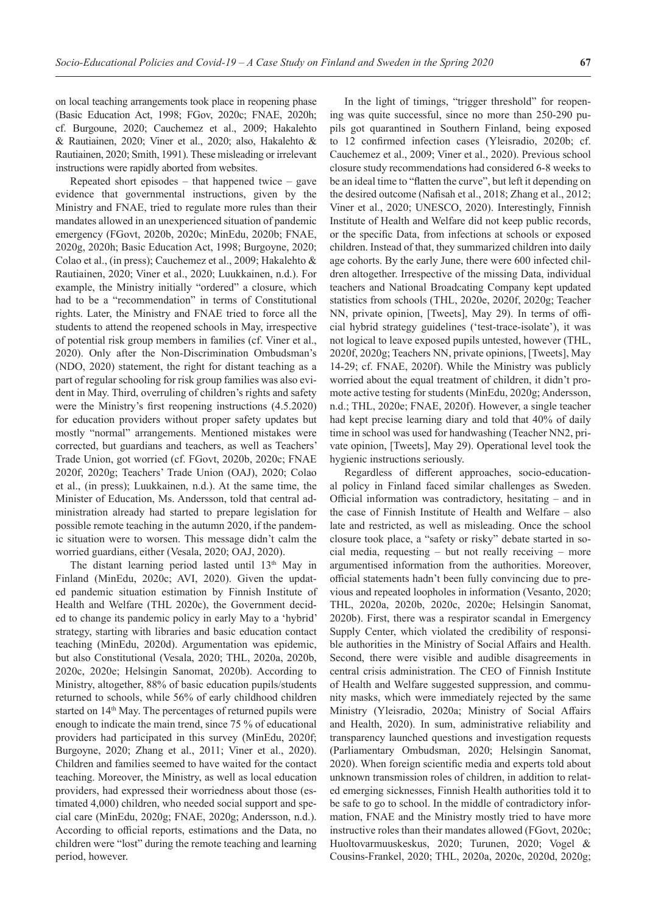on local teaching arrangements took place in reopening phase (Basic Education Act, 1998; FGov, 2020c; FNAE, 2020h; cf. Burgoune, 2020; Cauchemez et al., 2009; Hakalehto & Rautiainen, 2020; Viner et al., 2020; also, Hakalehto & Rautiainen, 2020; Smith, 1991). These misleading or irrelevant instructions were rapidly aborted from websites.

Repeated short episodes – that happened twice – gave evidence that governmental instructions, given by the Ministry and FNAE, tried to regulate more rules than their mandates allowed in an unexperienced situation of pandemic emergency (FGovt, 2020b, 2020c; MinEdu, 2020b; FNAE, 2020g, 2020h; Basic Education Act, 1998; Burgoyne, 2020; Colao et al., (in press); Cauchemez et al., 2009; Hakalehto & Rautiainen, 2020; Viner et al., 2020; Luukkainen, n.d.). For example, the Ministry initially "ordered" a closure, which had to be a "recommendation" in terms of Constitutional rights. Later, the Ministry and FNAE tried to force all the students to attend the reopened schools in May, irrespective of potential risk group members in families (cf. Viner et al., 2020). Only after the Non-Discrimination Ombudsman's (NDO, 2020) statement, the right for distant teaching as a part of regular schooling for risk group families was also evident in May. Third, overruling of children's rights and safety were the Ministry's first reopening instructions (4.5.2020) for education providers without proper safety updates but mostly "normal" arrangements. Mentioned mistakes were corrected, but guardians and teachers, as well as Teachers' Trade Union, got worried (cf. FGovt, 2020b, 2020c; FNAE 2020f, 2020g; Teachers' Trade Union (OAJ), 2020; Colao et al., (in press); Luukkainen, n.d.). At the same time, the Minister of Education, Ms. Andersson, told that central administration already had started to prepare legislation for possible remote teaching in the autumn 2020, if the pandemic situation were to worsen. This message didn't calm the worried guardians, either (Vesala, 2020; OAJ, 2020).

The distant learning period lasted until 13th May in Finland (MinEdu, 2020c; AVI, 2020). Given the updated pandemic situation estimation by Finnish Institute of Health and Welfare (THL 2020c), the Government decided to change its pandemic policy in early May to a 'hybrid' strategy, starting with libraries and basic education contact teaching (MinEdu, 2020d). Argumentation was epidemic, but also Constitutional (Vesala, 2020; THL, 2020a, 2020b, 2020c, 2020e; Helsingin Sanomat, 2020b). According to Ministry, altogether, 88% of basic education pupils/students returned to schools, while 56% of early childhood children started on 14th May. The percentages of returned pupils were enough to indicate the main trend, since 75 % of educational providers had participated in this survey (MinEdu, 2020f; Burgoyne, 2020; Zhang et al., 2011; Viner et al., 2020). Children and families seemed to have waited for the contact teaching. Moreover, the Ministry, as well as local education providers, had expressed their worriedness about those (estimated 4,000) children, who needed social support and special care (MinEdu, 2020g; FNAE, 2020g; Andersson, n.d.). According to official reports, estimations and the Data, no children were "lost" during the remote teaching and learning period, however.

In the light of timings, "trigger threshold" for reopening was quite successful, since no more than 250-290 pupils got quarantined in Southern Finland, being exposed to 12 confirmed infection cases (Yleisradio, 2020b; cf. Cauchemez et al., 2009; Viner et al., 2020). Previous school closure study recommendations had considered 6-8 weeks to be an ideal time to "flatten the curve", but left it depending on the desired outcome (Nafisah et al., 2018; Zhang et al., 2012; Viner et al., 2020; UNESCO, 2020). Interestingly, Finnish Institute of Health and Welfare did not keep public records, or the specific Data, from infections at schools or exposed children. Instead of that, they summarized children into daily age cohorts. By the early June, there were 600 infected children altogether. Irrespective of the missing Data, individual teachers and National Broadcating Company kept updated statistics from schools (THL, 2020e, 2020f, 2020g; Teacher NN, private opinion, [Tweets], May 29). In terms of official hybrid strategy guidelines ('test-trace-isolate'), it was not logical to leave exposed pupils untested, however (THL, 2020f, 2020g; Teachers NN, private opinions, [Tweets], May 14-29; cf. FNAE, 2020f). While the Ministry was publicly worried about the equal treatment of children, it didn't promote active testing for students (MinEdu, 2020g; Andersson, n.d.; THL, 2020e; FNAE, 2020f). However, a single teacher had kept precise learning diary and told that 40% of daily time in school was used for handwashing (Teacher NN2, private opinion, [Tweets], May 29). Operational level took the hygienic instructions seriously.

Regardless of different approaches, socio-educational policy in Finland faced similar challenges as Sweden. Official information was contradictory, hesitating – and in the case of Finnish Institute of Health and Welfare – also late and restricted, as well as misleading. Once the school closure took place, a "safety or risky" debate started in social media, requesting – but not really receiving – more argumentised information from the authorities. Moreover, official statements hadn't been fully convincing due to previous and repeated loopholes in information (Vesanto, 2020; THL, 2020a, 2020b, 2020c, 2020e; Helsingin Sanomat, 2020b). First, there was a respirator scandal in Emergency Supply Center, which violated the credibility of responsible authorities in the Ministry of Social Affairs and Health. Second, there were visible and audible disagreements in central crisis administration. The CEO of Finnish Institute of Health and Welfare suggested suppression, and community masks, which were immediately rejected by the same Ministry (Yleisradio, 2020a; Ministry of Social Affairs and Health, 2020). In sum, administrative reliability and transparency launched questions and investigation requests (Parliamentary Ombudsman, 2020; Helsingin Sanomat, 2020). When foreign scientific media and experts told about unknown transmission roles of children, in addition to related emerging sicknesses, Finnish Health authorities told it to be safe to go to school. In the middle of contradictory information, FNAE and the Ministry mostly tried to have more instructive roles than their mandates allowed (FGovt, 2020c; Huoltovarmuuskeskus, 2020; Turunen, 2020; Vogel & Cousins-Frankel, 2020; THL, 2020a, 2020c, 2020d, 2020g;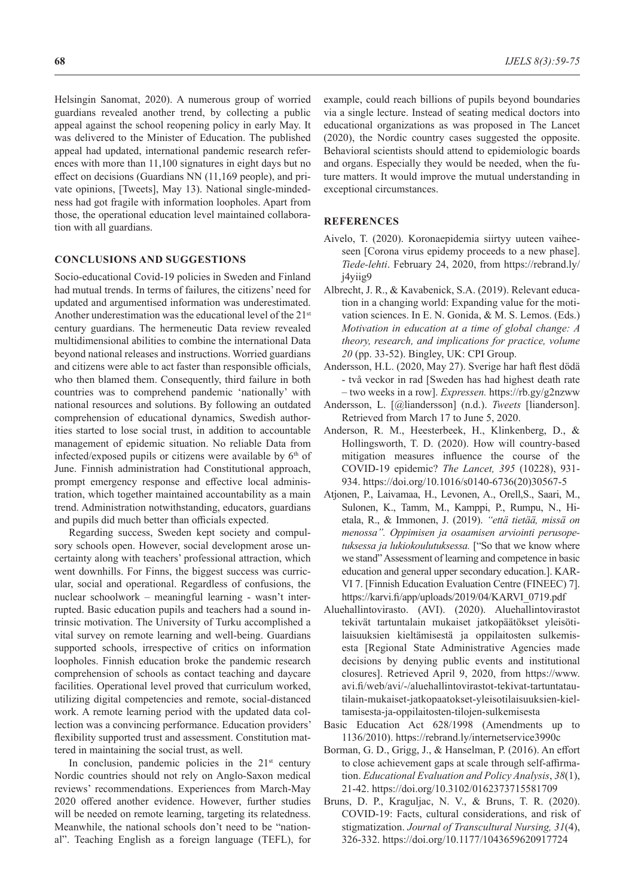Helsingin Sanomat, 2020). A numerous group of worried guardians revealed another trend, by collecting a public appeal against the school reopening policy in early May. It was delivered to the Minister of Education. The published appeal had updated, international pandemic research references with more than 11,100 signatures in eight days but no effect on decisions (Guardians NN (11,169 people), and private opinions, [Tweets], May 13). National single-mindedness had got fragile with information loopholes. Apart from those, the operational education level maintained collaboration with all guardians.

## CONCLUSIONS AND SUGGESTIONS

Socio-educational Covid-19 policies in Sweden and Finland had mutual trends. In terms of failures, the citizens' need for updated and argumentised information was underestimated. Another underestimation was the educational level of the 21st century guardians. The hermeneutic Data review revealed multidimensional abilities to combine the international Data beyond national releases and instructions. Worried guardians and citizens were able to act faster than responsible officials, who then blamed them. Consequently, third failure in both countries was to comprehend pandemic 'nationally' with national resources and solutions. By following an outdated comprehension of educational dynamics, Swedish authorities started to lose social trust, in addition to accountable management of epidemic situation. No reliable Data from infected/exposed pupils or citizens were available by 6th of June. Finnish administration had Constitutional approach, prompt emergency response and effective local administration, which together maintained accountability as a main trend. Administration notwithstanding, educators, guardians and pupils did much better than officials expected.

Regarding success, Sweden kept society and compulsory schools open. However, social development arose uncertainty along with teachers' professional attraction, which went downhills. For Finns, the biggest success was curricular, social and operational. Regardless of confusions, the nuclear schoolwork – meaningful learning - wasn't interrupted. Basic education pupils and teachers had a sound intrinsic motivation. The University of Turku accomplished a vital survey on remote learning and well-being. Guardians supported schools, irrespective of critics on information loopholes. Finnish education broke the pandemic research comprehension of schools as contact teaching and daycare facilities. Operational level proved that curriculum worked, utilizing digital competencies and remote, social-distanced work. A remote learning period with the updated data collection was a convincing performance. Education providers' flexibility supported trust and assessment. Constitution mattered in maintaining the social trust, as well.

In conclusion, pandemic policies in the 21st century Nordic countries should not rely on Anglo-Saxon medical reviews' recommendations. Experiences from March-May 2020 offered another evidence. However, further studies will be needed on remote learning, targeting its relatedness. Meanwhile, the national schools don't need to be "national". Teaching English as a foreign language (TEFL), for example, could reach billions of pupils beyond boundaries via a single lecture. Instead of seating medical doctors into educational organizations as was proposed in The Lancet (2020), the Nordic country cases suggested the opposite. Behavioral scientists should attend to epidemiologic boards and organs. Especially they would be needed, when the future matters. It would improve the mutual understanding in exceptional circumstances.

## REFERENCES

Aivelo, T. (2020). Koronaepidemia siirtyy uuteen vaiheeseen [Corona virus epidemy proceeds to a new phase]. *Tiede-lehti*. February 24, 2020, from https://rebrand.ly/j4yiig9

Albrecht, J. R., & Kavabenick, S.A. (2019). Relevant education in a changing world: Expanding value for the motivation sciences. In E. N. Gonida, & M. S. Lemos. (Eds.) *Motivation in education at a time of global change: A theory, research, and implications for practice, volume 20* (pp. 33-52). Bingley, UK: CPI Group.

Andersson, H.L. (2020, May 27). Sverige har haft flest dödä - två veckor in rad [Sweden has had highest death rate – two weeks in a row]. *Expressen.* https://rb.gy/g2nzww

Andersson, L. [@liandersson] (n.d.). *Tweets* [lianderson]. Retrieved from March 17 to June 5, 2020.

Anderson, R. M., Heesterbeek, H., Klinkenberg, D., & Hollingsworth, T. D. (2020). How will country-based mitigation measures influence the course of the COVID-19 epidemic? *The Lancet, 395* (10228), 931-934. https://doi.org/10.1016/s0140-6736(20)30567-5

Atjonen, P., Laivamaa, H., Levonen, A., Orell,S., Saari, M., Sulonen, K., Tamm, M., Kamppi, P., Rumpu, N., Hietala, R., & Immonen, J. (2019). *"että tietää, missä on menossa". Oppimisen ja osaamisen arviointi perusopetuksessa ja lukiokoulutuksessa.* ["So that we know where we stand" Assessment of learning and competence in basic education and general upper secondary education.]. KARVI 7. [Finnish Education Evaluation Centre (FINEEC) 7]. https://karvi.fi/app/uploads/2019/04/KARVI_0719.pdf

Aluehallintovirasto. (AVI). (2020). Aluehallintovirastot tekivät tartuntalain mukaiset jatkopäätökset yleisötilaisuuksien kieltämisestä ja oppilaitosten sulkemisesta [Regional State Administrative Agencies made decisions by denying public events and institutional closures]. Retrieved April 9, 2020, from https://www.avi.fi/web/avi/-/aluehallintovirastot-tekivat-tartuntatautilain-mukaiset-jatkopaatokset-yleisotilaisuuksien-kieltamisesta-ja-oppilaitosten-tilojen-sulkemisesta

Basic Education Act 628/1998 (Amendments up to 1136/2010). https://rebrand.ly/internetservice3990c

Borman, G. D., Grigg, J., & Hanselman, P. (2016). An effort to close achievement gaps at scale through self-affirmation. *Educational Evaluation and Policy Analysis*, *38*(1), 21-42. https://doi.org/10.3102/0162373715581709

Bruns, D. P., Kraguljac, N. V., & Bruns, T. R. (2020). COVID-19: Facts, cultural considerations, and risk of stigmatization. *Journal of Transcultural Nursing, 31*(4), 326-332. https://doi.org/10.1177/1043659620917724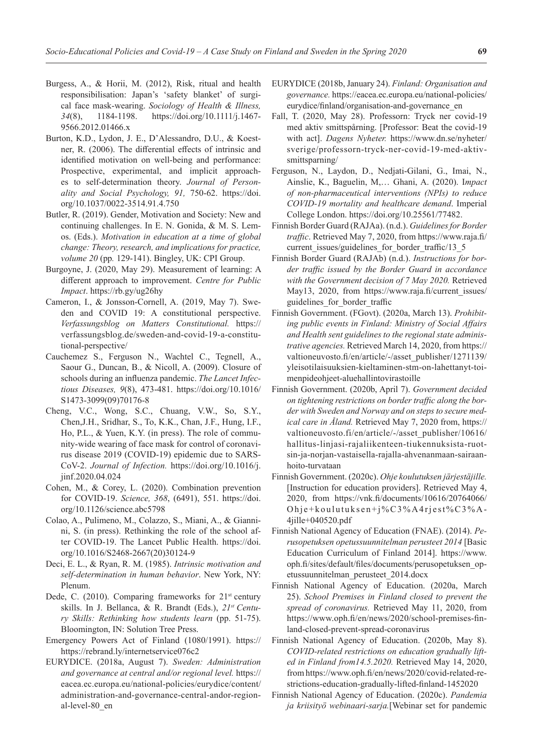Burgess, A., & Horii, M. (2012), Risk, ritual and health responsibilisation: Japan's 'safety blanket' of surgical face mask-wearing. *Sociology of Health & Illness, 34*(8), 1184-1198. https://doi.org/10.1111/j.1467-9566.2012.01466.x

Burton, K.D., Lydon, J. E., D'Alessandro, D.U., & Koestner, R. (2006). The differential effects of intrinsic and identified motivation on well-being and performance: Prospective, experimental, and implicit approaches to self-determination theory. *Journal of Personality and Social Psychology, 91,* 750-62. https://doi.org/10.1037/0022-3514.91.4.750

Butler, R. (2019). Gender, Motivation and Society: New and continuing challenges. In E. N. Gonida, & M. S. Lemos. (Eds.). *Motivation in education at a time of global change: Theory, research, and implications for practice, volume 20* (pp. 129-141). Bingley, UK: CPI Group.

Burgoyne, J. (2020, May 29). Measurement of learning: A different approach to improvement. *Centre for Public Impact*. https://rb.gy/ug26hy

Cameron, I., & Jonsson-Cornell, A. (2019, May 7). Sweden and COVID 19: A constitutional perspective. *Verfassungsblog on Matters Constitutional.* https://verfassungsblog.de/sweden-and-covid-19-a-constitutional-perspective/

Cauchemez S., Ferguson N., Wachtel C., Tegnell, A., Saour G., Duncan, B., & Nicoll, A. (2009). Closure of schools during an influenza pandemic. *The Lancet Infectious Diseases, 9*(8), 473-481. https://doi.org/10.1016/S1473-3099(09)70176-8

Cheng, V.C., Wong, S.C., Chuang, V.W., So, S.Y., Chen,J.H., Sridhar, S., To, K.K., Chan, J.F., Hung, I.F., Ho, P.L., & Yuen, K.Y. (in press). The role of community-wide wearing of face mask for control of coronavirus disease 2019 (COVID-19) epidemic due to SARS-CoV-2. *Journal of Infection.* https://doi.org/10.1016/j.jinf.2020.04.024

Cohen, M., & Corey, L. (2020). Combination prevention for COVID-19. *Science, 368*, (6491), 551. https://doi.org/10.1126/science.abc5798

Colao, A., Pulimeno, M., Colazzo, S., Miani, A., & Giannini, S. (in press). Rethinking the role of the school after COVID-19. The Lancet Public Health. https://doi.org/10.1016/S2468-2667(20)30124-9

Deci, E. L., & Ryan, R. M. (1985). *Intrinsic motivation and self-determination in human behavior*. New York, NY: Plenum.

Dede, C. (2010). Comparing frameworks for 21st century skills. In J. Bellanca, & R. Brandt (Eds.), *21st Century Skills: Rethinking how students learn* (pp. 51-75). Bloomington, IN: Solution Tree Press.

Emergency Powers Act of Finland (1080/1991). https://https://rebrand.ly/internetservice076c2

EURYDICE. (2018a, August 7). *Sweden: Administration and governance at central and/or regional level.* https://eacea.ec.europa.eu/national-policies/eurydice/content/administration-and-governance-central-andor-regional-level-80_en

EURYDICE (2018b, January 24). *Finland: Organisation and governance.* https://eacea.ec.europa.eu/national-policies/eurydice/finland/organisation-and-governance_en

Fall, T. (2020, May 28). Professorn: Tryck ner covid-19 med aktiv smittspårning. [Professor: Beat the covid-19 with act]. *Dagens Nyheter.* https://www.dn.se/nyheter/sverige/professorn-tryck-ner-covid-19-med-aktiv-smittsparning/

Ferguson, N., Laydon, D., Nedjati-Gilani, G., Imai, N., Ainslie, K., Baguelin, M,… Ghani, A. (2020). I*mpact of non-pharmaceutical interventions (NPIs) to reduce COVID-19 mortality and healthcare demand*. Imperial College London. https://doi.org/10.25561/77482.

Finnish Border Guard (RAJAa). (n.d.). *Guidelines for Border traffic*. Retrieved May 7, 2020, from https://www.raja.fi/current_issues/guidelines_for_border_traffic/13_5

Finnish Border Guard (RAJAb) (n.d.). *Instructions for border traffic issued by the Border Guard in accordance with the Government decision of 7 May 2020.* Retrieved May13, 2020, from https://www.raja.fi/current_issues/guidelines_for_border_traffic

Finnish Government. (FGovt). (2020a, March 13). *Prohibiting public events in Finland: Ministry of Social Affairs and Health sent guidelines to the regional state administrative agencies.* Retrieved March 14, 2020, from https://valtioneuvosto.fi/en/article/-/asset_publisher/1271139/yleisotilaisuuksien-kieltaminen-stm-on-lahettanyt-toimenpideohjeet-aluehallintovirastoille

Finnish Government. (2020b, April 7). *Government decided on tightening restrictions on border traffic along the border with Sweden and Norway and on steps to secure medical care in Åland.* Retrieved May 7, 2020 from, https://valtioneuvosto.fi/en/article/-/asset_publisher/10616/hallitus-linjasi-rajaliikenteen-tiukennuksista-ruotsin-ja-norjan-vastaisella-rajalla-ahvenanmaan-sairaanhoito-turvataan

Finnish Government. (2020c). *Ohje koulutuksen järjestäjille.* [Instruction for education providers]. Retrieved May 4, 2020, from https://vnk.fi/documents/10616/20764066/Ohje+koulutuksen+j%C3%A4rjest%C3%A4jille+040520.pdf

Finnish National Agency of Education (FNAE). (2014). *Perusopetuksen opetussuunnitelman perusteet 2014* [Basic Education Curriculum of Finland 2014]. https://www.oph.fi/sites/default/files/documents/perusopetuksen_opetussuunnitelman_perusteet_2014.docx

Finnish National Agency of Education. (2020a, March 25). *School Premises in Finland closed to prevent the spread of coronavirus.* Retrieved May 11, 2020, from https://www.oph.fi/en/news/2020/school-premises-finland-closed-prevent-spread-coronavirus

Finnish National Agency of Education. (2020b, May 8). *COVID-related restrictions on education gradually lifted in Finland from14.5.2020.* Retrieved May 14, 2020, from https://www.oph.fi/en/news/2020/covid-related-restrictions-education-gradually-lifted-finland-1452020

Finnish National Agency of Education. (2020c). *Pandemia ja kriisityö webinaari-sarja.*[Webinar set for pandemic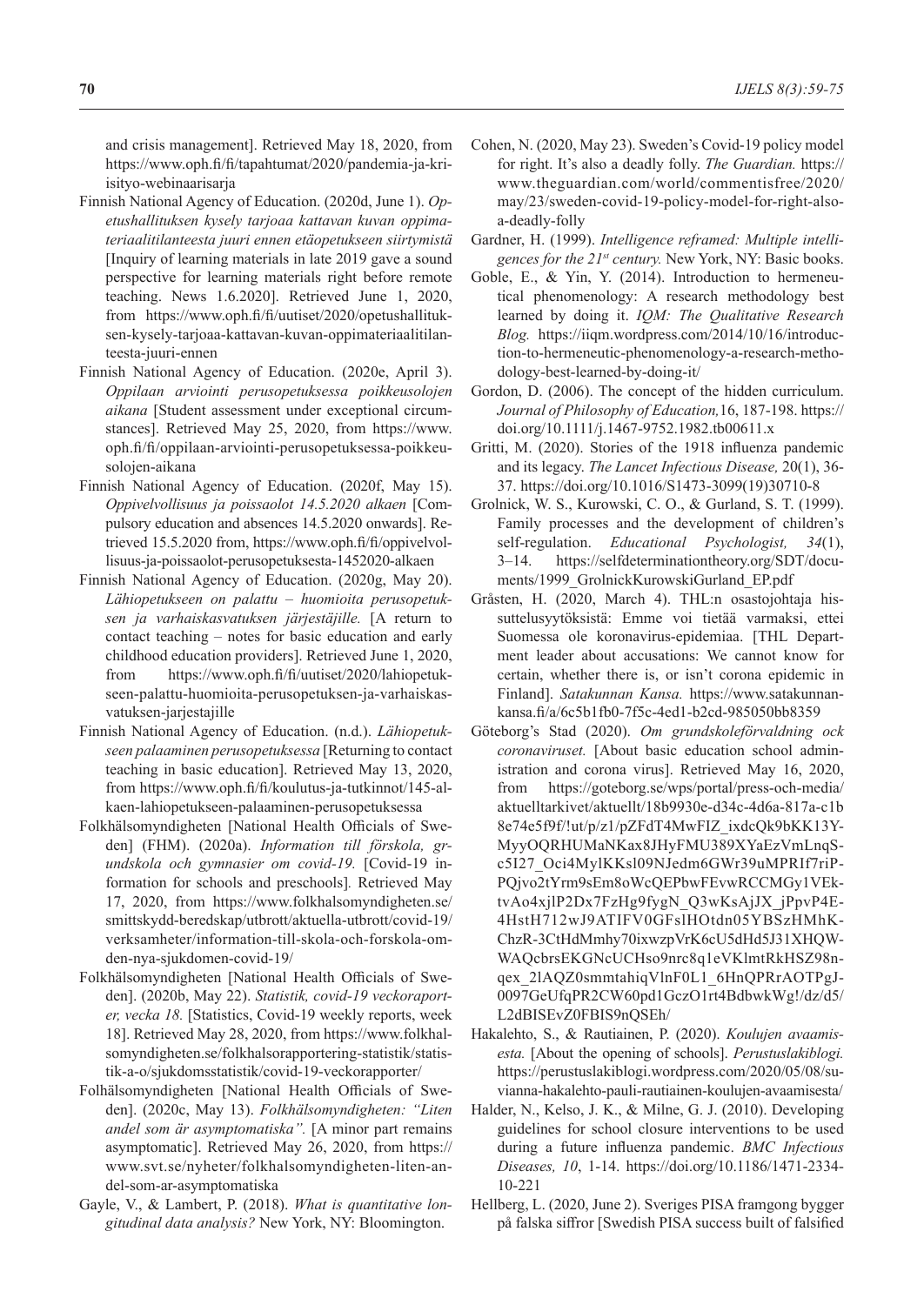and crisis management]. Retrieved May 18, 2020, from https://www.oph.fi/fi/tapahtumat/2020/pandemia-ja-kriisityo-webinaarisarja

Finnish National Agency of Education. (2020d, June 1). *Opetushallituksen kysely tarjoaa kattavan kuvan oppimateriaalitilanteesta juuri ennen etäopetukseen siirtymistä* [Inquiry of learning materials in late 2019 gave a sound perspective for learning materials right before remote teaching. News 1.6.2020]. Retrieved June 1, 2020, from https://www.oph.fi/fi/uutiset/2020/opetushallituksen-kysely-tarjoaa-kattavan-kuvan-oppimateriaalitilanteesta-juuri-ennen

Finnish National Agency of Education. (2020e, April 3). *Oppilaan arviointi perusopetuksessa poikkeusolojen aikana* [Student assessment under exceptional circumstances]. Retrieved May 25, 2020, from https://www.oph.fi/fi/oppilaan-arviointi-perusopetuksessa-poikkeusolojen-aikana

Finnish National Agency of Education. (2020f, May 15). *Oppivelvollisuus ja poissaolot 14.5.2020 alkaen* [Compulsory education and absences 14.5.2020 onwards]. Retrieved 15.5.2020 from, https://www.oph.fi/fi/oppivelvollisuus-ja-poissaolot-perusopetuksesta-1452020-alkaen

Finnish National Agency of Education. (2020g, May 20). *Lähiopetukseen on palattu – huomioita perusopetuksen ja varhaiskasvatuksen järjestäjille.* [A return to contact teaching – notes for basic education and early childhood education providers]. Retrieved June 1, 2020, from https://www.oph.fi/fi/uutiset/2020/lahiopetukseen-palattu-huomioita-perusopetuksen-ja-varhaiskasvatuksen-jarjestajille

Finnish National Agency of Education. (n.d.). *Lähiopetukseen palaaminen perusopetuksessa* [Returning to contact teaching in basic education]. Retrieved May 13, 2020, from https://www.oph.fi/fi/koulutus-ja-tutkinnot/145-alkaen-lahiopetukseen-palaaminen-perusopetuksessa

Folkhälsomyndigheten [National Health Officials of Sweden] (FHM). (2020a). *Information till förskola, grundskola och gymnasier om covid-19.* [Covid-19 information for schools and preschools]. Retrieved May 17, 2020, from https://www.folkhalsomyndigheten.se/smittskydd-beredskap/utbrott/aktuella-utbrott/covid-19/verksamheter/information-till-skola-och-forskola-omden-nya-sjukdomen-covid-19/

Folkhälsomyndigheten [National Health Officials of Sweden]. (2020b, May 22). *Statistik, covid-19 veckorapporter, vecka 18.* [Statistics, Covid-19 weekly reports, week 18]. Retrieved May 28, 2020, from https://www.folkhalsomyndigheten.se/folkhalsorapportering-statistik/statistik-a-o/sjukdomsstatistik/covid-19-veckorapporter/

Folhälsomyndigheten [National Health Officials of Sweden]. (2020c, May 13). *Folkhälsomyndigheten: "Liten andel som är asymptomatiska".* [A minor part remains asymptomatic]. Retrieved May 26, 2020, from https://www.svt.se/nyheter/folkhalsomyndigheten-liten-andel-som-ar-asymptomatiska

Gayle, V., & Lambert, P. (2018). *What is quantitative longitudinal data analysis?* New York, NY: Bloomington.

Cohen, N. (2020, May 23). Sweden's Covid-19 policy model for right. It's also a deadly folly. *The Guardian.* https://www.theguardian.com/world/commentisfree/2020/may/23/sweden-covid-19-policy-model-for-right-also-a-deadly-folly

Gardner, H. (1999). *Intelligence reframed: Multiple intelligences for the 21st century.* New York, NY: Basic books.

Goble, E., & Yin, Y. (2014). Introduction to hermeneutical phenomenology: A research methodology best learned by doing it. *IQM: The Qualitative Research Blog.* https://iiqm.wordpress.com/2014/10/16/introduction-to-hermeneutic-phenomenology-a-research-methodology-best-learned-by-doing-it/

Gordon, D. (2006). The concept of the hidden curriculum. *Journal of Philosophy of Education,*16, 187-198. https://doi.org/10.1111/j.1467-9752.1982.tb00611.x

Gritti, M. (2020). Stories of the 1918 influenza pandemic and its legacy. *The Lancet Infectious Disease,* 20(1), 36-37. https://doi.org/10.1016/S1473-3099(19)30710-8

Grolnick, W. S., Kurowski, C. O., & Gurland, S. T. (1999). Family processes and the development of children's self-regulation. *Educational Psychologist, 34*(1), 3–14. https://selfdeterminationtheory.org/SDT/documents/1999_GrolnickKurowskiGurland_EP.pdf

Gråsten, H. (2020, March 4). THL:n osastojohtaja hissuttelusyytöksistä: Emme voi tietää varmaksi, ettei Suomessa ole koronavirus-epidemiaa. [THL Department leader about accusations: We cannot know for certain, whether there is, or isn't corona epidemic in Finland]. *Satakunnan Kansa.* https://www.satakunnankansa.fi/a/6c5b1fb0-7f5c-4ed1-b2cd-985050bb8359

Göteborg's Stad (2020). *Om grundskoleförvaldning ock coronaviruset.* [About basic education school administration and corona virus]. Retrieved May 16, 2020, from https://goteborg.se/wps/portal/press-och-media/aktuelltarkivet/aktuellt/18b9930e-d34c-4d6a-817a-c1b8e74e5f9f/!ut/p/z1/pZFdT4MwFIZ_ixdcQk9bKK13Y-MyyOQRHUMaNKax8JHyFMU389XYaEzVmLnqSc5I27_Oci4MylKKsl09NJedm6GWr39uMPRIf7riPPQjvo2tYrm9sEm8oWcQEPbwFEvwRCCMGy1VEktvAo4xjlP2Dx7FzHg9fygN_Q3wKsAjJX_jPpvP4E4HstH712wJ9ATIFV0GFslHOtdn05YBSzHMhK-ChzR-3CtHdMmhy70ixwzpVrK6cU5dHd5J31XHQW-WAQcbrsEKGNcUCHso9nrc8q1eVKlmtRkHSZ98nqex_2lAQZ0smmtahiqVlnF0L1_6HnQPRrAOTPgJ-0097GeUfqPR2CW60pd1GczO1rt4BdbwkWg!/dz/d5/L2dBISEvZ0FBIS9nQSEh/

Hakalehto, S., & Rautiainen, P. (2020). *Koulujen avaamisesta.* [About the opening of schools]. *Perustuslakiblogi.* https://perustuslakiblogi.wordpress.com/2020/05/08/suvianna-hakalehto-pauli-rautiainen-koulujen-avaamisesta/

Halder, N., Kelso, J. K., & Milne, G. J. (2010). Developing guidelines for school closure interventions to be used during a future influenza pandemic. *BMC Infectious Diseases, 10*, 1-14. https://doi.org/10.1186/1471-2334-10-221

Hellberg, L. (2020, June 2). Sveriges PISA framgong bygger på falska siffror [Swedish PISA success built of falsified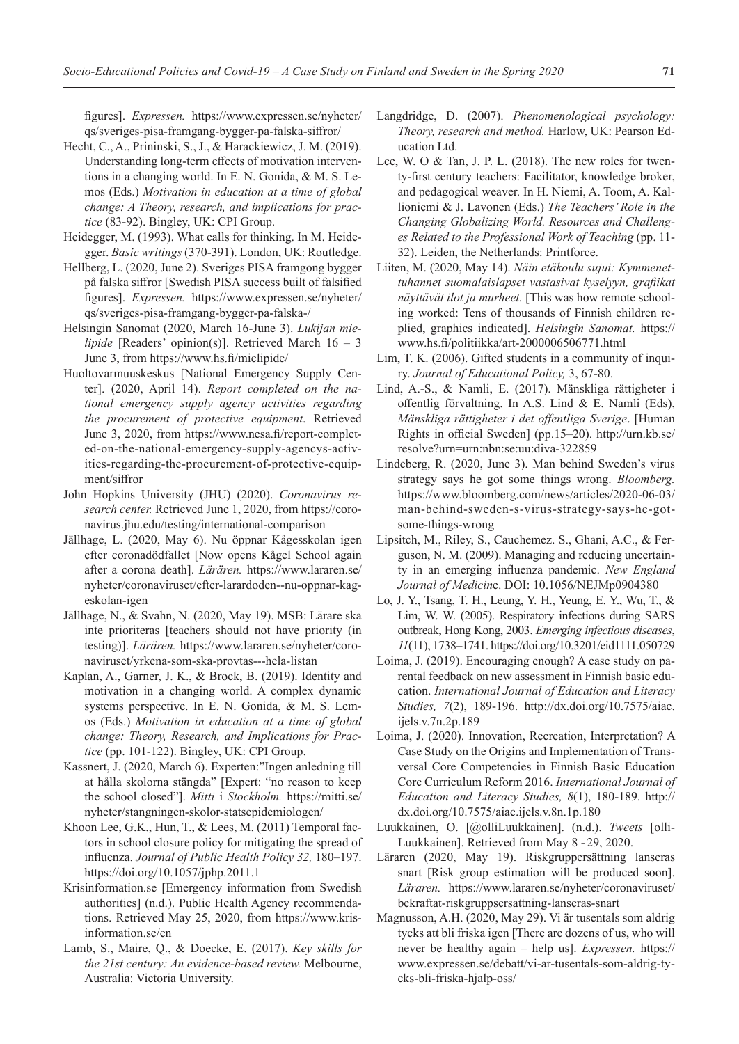figures]. *Expressen.* https://www.expressen.se/nyheter/qs/sveriges-pisa-framgang-bygger-pa-falska-siffror/

Hecht, C., A., Prininski, S., J., & Harackiewicz, J. M. (2019). Understanding long-term effects of motivation interventions in a changing world. In E. N. Gonida, & M. S. Lemos (Eds.) *Motivation in education at a time of global change: A Theory, research, and implications for practice* (83-92). Bingley, UK: CPI Group.

Heidegger, M. (1993). What calls for thinking. In M. Heidegger. *Basic writings* (370-391). London, UK: Routledge.

Hellberg, L. (2020, June 2). Sveriges PISA framgong bygger på falska siffror [Swedish PISA success built of falsified figures]. *Expressen.* https://www.expressen.se/nyheter/qs/sveriges-pisa-framgang-bygger-pa-falska-/

Helsingin Sanomat (2020, March 16-June 3). *Lukijan mielipide* [Readers' opinion(s)]. Retrieved March 16 – 3 June 3, from https://www.hs.fi/mielipide/

Huoltovarmuuskeskus [National Emergency Supply Center]. (2020, April 14). *Report completed on the national emergency supply agency activities regarding the procurement of protective equipment*. Retrieved June 3, 2020, from https://www.nesa.fi/report-completed-on-the-national-emergency-supply-agencys-activities-regarding-the-procurement-of-protective-equipment/siffror

John Hopkins University (JHU) (2020). *Coronavirus research center.* Retrieved June 1, 2020, from https://coronavirus.jhu.edu/testing/international-comparison

Jällhage, L. (2020, May 6). Nu öppnar Kågesskolan igen efter coronadödfallet [Now opens Kågel School again after a corona death]. *Läraren.* https://www.lararen.se/nyheter/coronaviruset/efter-larardoden--nu-oppnar-kageskolan-igen

Jällhage, N., & Svahn, N. (2020, May 19). MSB: Lärare ska inte prioriteras [teachers should not have priority (in testing)]. *Läraren.* https://www.lararen.se/nyheter/coronaviruset/yrkena-som-ska-provtas---hela-listan

Kaplan, A., Garner, J. K., & Brock, B. (2019). Identity and motivation in a changing world. A complex dynamic systems perspective. In E. N. Gonida, & M. S. Lemos (Eds.) *Motivation in education at a time of global change: Theory, Research, and Implications for Practice* (pp. 101-122). Bingley, UK: CPI Group.

Kassnert, J. (2020, March 6). Experten:"Ingen anledning till at hålla skolorna stängda" [Expert: "no reason to keep the school closed"]. *Mitti* i *Stockholm.* https://mitti.se/nyheter/stangningen-skolor-statsepidemiologen/

Khoon Lee, G.K., Hun, T., & Lees, M. (2011) Temporal factors in school closure policy for mitigating the spread of influenza. *Journal of Public Health Policy 32,* 180–197. https://doi.org/10.1057/jphp.2011.1

Krisinformation.se [Emergency information from Swedish authorities] (n.d.). Public Health Agency recommendations. Retrieved May 25, 2020, from https://www.krisinformation.se/en

Lamb, S., Maire, Q., & Doecke, E. (2017). *Key skills for the 21st century: An evidence-based review.* Melbourne, Australia: Victoria University.

Langdridge, D. (2007). *Phenomenological psychology: Theory, research and method.* Harlow, UK: Pearson Education Ltd.

Lee, W. O & Tan, J. P. L. (2018). The new roles for twenty-first century teachers: Facilitator, knowledge broker, and pedagogical weaver. In H. Niemi, A. Toom, A. Kallioniemi & J. Lavonen (Eds.) *The Teachers' Role in the Changing Globalizing World. Resources and Challenges Related to the Professional Work of Teaching* (pp. 11-32). Leiden, the Netherlands: Printforce.

Liiten, M. (2020, May 14). *Näin etäkoulu sujui: Kymmenettuhannet suomalaislapset vastasivat kyselyyn, grafiikat näyttävät ilot ja murheet.* [This was how remote schooling worked: Tens of thousands of Finnish children replied, graphics indicated]. *Helsingin Sanomat.* https://www.hs.fi/politiikka/art-2000006506771.html

Lim, T. K. (2006). Gifted students in a community of inquiry. *Journal of Educational Policy,* 3, 67-80.

Lind, A.-S., & Namli, E. (2017). Mänskliga rättigheter i offentlig förvaltning. In A.S. Lind & E. Namli (Eds), *Mänskliga rättigheter i det offentliga Sverige*. [Human Rights in official Sweden] (pp.15–20). http://urn.kb.se/resolve?urn=urn:nbn:se:uu:diva-322859

Lindeberg, R. (2020, June 3). Man behind Sweden's virus strategy says he got some things wrong. *Bloomberg.* https://www.bloomberg.com/news/articles/2020-06-03/man-behind-sweden-s-virus-strategy-says-he-got-some-things-wrong

Lipsitch, M., Riley, S., Cauchemez. S., Ghani, A.C., & Ferguson, N. M. (2009). Managing and reducing uncertainty in an emerging influenza pandemic. *New England Journal of Medicin*e. DOI: 10.1056/NEJMp0904380

Lo, J. Y., Tsang, T. H., Leung, Y. H., Yeung, E. Y., Wu, T., & Lim, W. W. (2005). Respiratory infections during SARS outbreak, Hong Kong, 2003. *Emerging infectious diseases*, *11*(11), 1738–1741. https://doi.org/10.3201/eid1111.050729

Loima, J. (2019). Encouraging enough? A case study on parental feedback on new assessment in Finnish basic education. *International Journal of Education and Literacy Studies, 7*(2), 189-196. http://dx.doi.org/10.7575/aiac.ijels.v.7n.2p.189

Loima, J. (2020). Innovation, Recreation, Interpretation? A Case Study on the Origins and Implementation of Transversal Core Competencies in Finnish Basic Education Core Curriculum Reform 2016. *International Journal of Education and Literacy Studies, 8*(1), 180-189. http://dx.doi.org/10.7575/aiac.ijels.v.8n.1p.180

Luukkainen, O. [@olliLuukkainen]. (n.d.). *Tweets* [olli-Luukkainen]. Retrieved from May 8 - 29, 2020.

Läraren (2020, May 19). Riskgruppersättning lanseras snart [Risk group estimation will be produced soon]. *Läraren.* https://www.lararen.se/nyheter/coronaviruset/bekraftat-riskgruppsersattning-lanseras-snart

Magnusson, A.H. (2020, May 29). Vi är tusentals som aldrig tycks att bli friska igen [There are dozens of us, who will never be healthy again – help us]. *Expressen.* https://www.expressen.se/debatt/vi-ar-tusentals-som-aldrig-tycks-bli-friska-hjalp-oss/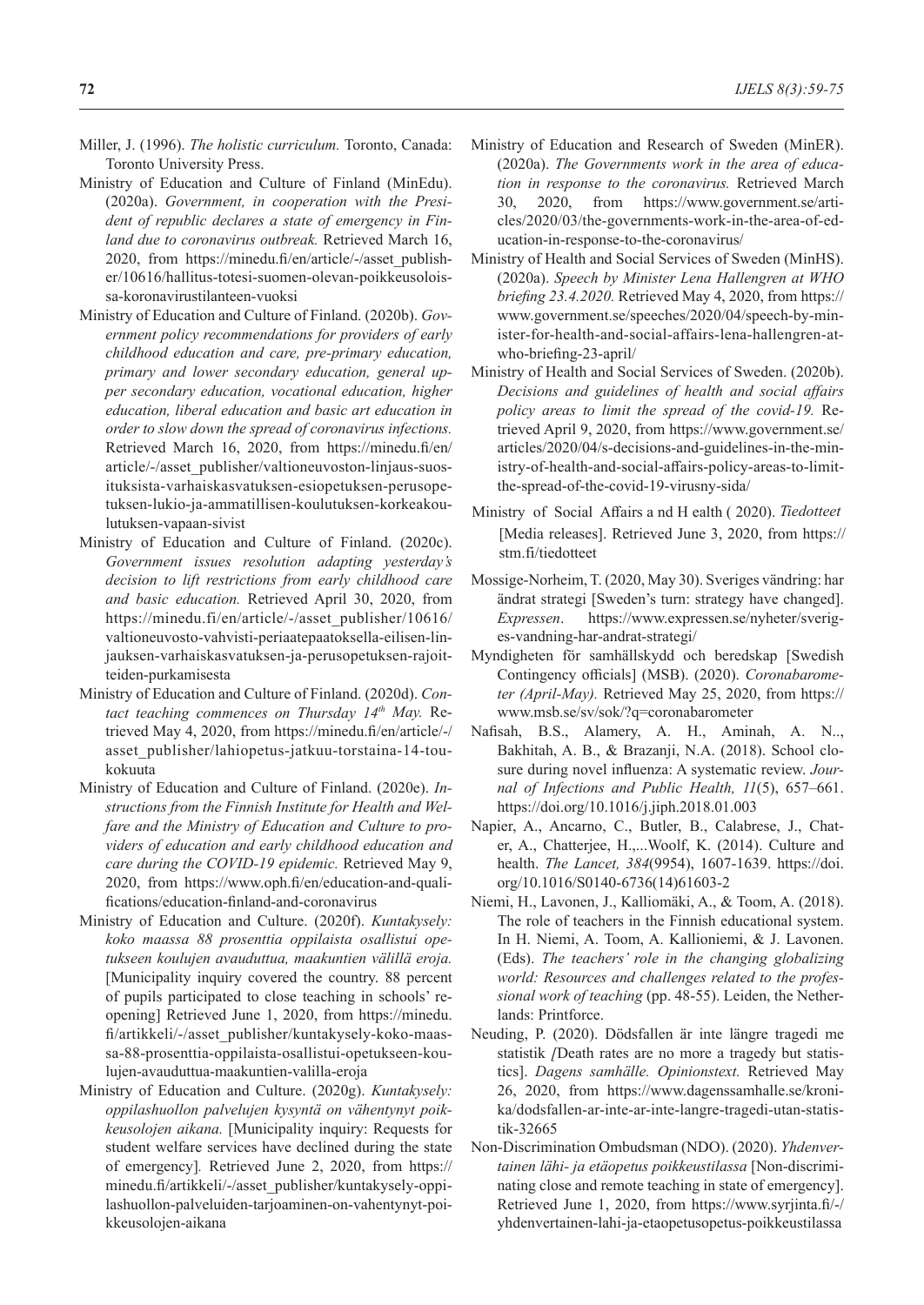Miller, J. (1996). *The holistic curriculum.* Toronto, Canada: Toronto University Press.

Ministry of Education and Culture of Finland (MinEdu). (2020a). *Government, in cooperation with the President of republic declares a state of emergency in Finland due to coronavirus outbreak.* Retrieved March 16, 2020, from https://minedu.fi/en/article/-/asset_publisher/10616/hallitus-totesi-suomen-olevan-poikkeusoloissa-koronavirustilanteen-vuoksi

Ministry of Education and Culture of Finland. (2020b). *Government policy recommendations for providers of early childhood education and care, pre-primary education, primary and lower secondary education, general upper secondary education, vocational education, higher education, liberal education and basic art education in order to slow down the spread of coronavirus infections.* Retrieved March 16, 2020, from https://minedu.fi/en/article/-/asset_publisher/valtioneuvoston-linjaus-suosituksista-varhaiskasvatuksen-esiopetuksen-perusopetuksen-lukio-ja-ammatillisen-koulutuksen-korkeakoulutuksen-vapaan-sivist

Ministry of Education and Culture of Finland. (2020c). *Government issues resolution adapting yesterday's decision to lift restrictions from early childhood care and basic education.* Retrieved April 30, 2020, from https://minedu.fi/en/article/-/asset_publisher/10616/valtioneuvosto-vahvisti-periaatepaatoksella-eilisen-linjauksen-varhaiskasvatuksen-ja-perusopetuksen-rajoitteiden-purkamisesta

Ministry of Education and Culture of Finland. (2020d). *Contact teaching commences on Thursday 14th May.* Retrieved May 4, 2020, from https://minedu.fi/en/article/-/asset_publisher/lahiopetus-jatkuu-torstaina-14-toukokuuta

Ministry of Education and Culture of Finland. (2020e). *Instructions from the Finnish Institute for Health and Welfare and the Ministry of Education and Culture to providers of education and early childhood education and care during the COVID-19 epidemic.* Retrieved May 9, 2020, from https://www.oph.fi/en/education-and-qualifications/education-finland-and-coronavirus

Ministry of Education and Culture. (2020f). *Kuntakysely: koko maassa 88 prosenttia oppilaista osallistui opetukseen koulujen avauduttua, maakuntien välillä eroja.* [Municipality inquiry covered the country. 88 percent of pupils participated to close teaching in schools' reopening] Retrieved June 1, 2020, from https://minedu.fi/artikkeli/-/asset_publisher/kuntakysely-koko-maassa-88-prosenttia-oppilaista-osallistui-opetukseen-koulujen-avauduttua-maakuntien-valilla-eroja

Ministry of Education and Culture. (2020g). *Kuntakysely: oppilashuollon palvelujen kysyntä on vähentynyt poikkeusolojen aikana.* [Municipality inquiry: Requests for student welfare services have declined during the state of emergency]*.* Retrieved June 2, 2020, from https://minedu.fi/artikkeli/-/asset_publisher/kuntakysely-oppilashuollon-palveluiden-tarjoaminen-on-vahentynyt-poikkeusolojen-aikana

Ministry of Education and Research of Sweden (MinER). (2020a). *The Governments work in the area of education in response to the coronavirus.* Retrieved March 30, 2020, from https://www.government.se/articles/2020/03/the-governments-work-in-the-area-of-education-in-response-to-the-coronavirus/

Ministry of Health and Social Services of Sweden (MinHS). (2020a). *Speech by Minister Lena Hallengren at WHO briefing 23.4.2020.* Retrieved May 4, 2020, from https://www.government.se/speeches/2020/04/speech-by-minister-for-health-and-social-affairs-lena-hallengren-at-who-briefing-23-april/

Ministry of Health and Social Services of Sweden. (2020b). *Decisions and guidelines of health and social affairs policy areas to limit the spread of the covid-19.* Retrieved April 9, 2020, from https://www.government.se/articles/2020/04/s-decisions-and-guidelines-in-the-ministry-of-health-and-social-affairs-policy-areas-to-limit-the-spread-of-the-covid-19-virusny-sida/

Ministry of Social Affairs a nd H ealth ( 2020). *Tiedotteet* [Media releases]. Retrieved June 3, 2020, from https://stm.fi/tiedotteet

Mossige-Norheim, T. (2020, May 30). Sveriges vändring: har ändrat strategi [Sweden's turn: strategy have changed]. *Expressen*. https://www.expressen.se/nyheter/sveriges-vandning-har-andrat-strategi/

Myndigheten för samhällskydd och beredskap [Swedish Contingency officials] (MSB). (2020). *Coronabarometer (April-May).* Retrieved May 25, 2020, from https://www.msb.se/sv/sok/?q=coronabarometer

Nafisah, B.S., Alamery, A. H., Aminah, A. N.., Bakhitah, A. B., & Brazanji, N.A. (2018). School closure during novel influenza: A systematic review. *Journal of Infections and Public Health, 11*(5), 657–661. https://doi.org/10.1016/j.jiph.2018.01.003

Napier, A., Ancarno, C., Butler, B., Calabrese, J., Chater, A., Chatterjee, H.,...Woolf, K. (2014). Culture and health. *The Lancet, 384*(9954), 1607-1639. https://doi.org/10.1016/S0140-6736(14)61603-2

Niemi, H., Lavonen, J., Kalliomäki, A., & Toom, A. (2018). The role of teachers in the Finnish educational system. In H. Niemi, A. Toom, A. Kallioniemi, & J. Lavonen. (Eds). *The teachers' role in the changing globalizing world: Resources and challenges related to the professional work of teaching* (pp. 48-55). Leiden, the Netherlands: Printforce.

Neuding, P. (2020). Dödsfallen är inte längre tragedi me statistik *[*Death rates are no more a tragedy but statistics]. *Dagens samhälle. Opinionstext.* Retrieved May 26, 2020, from https://www.dagenssamhalle.se/kronika/dodsfallen-ar-inte-ar-inte-langre-tragedi-utan-statistik-32665

Non-Discrimination Ombudsman (NDO). (2020). *Yhdenvertainen lähi- ja etäopetus poikkeustilassa* [Non-discriminating close and remote teaching in state of emergency]. Retrieved June 1, 2020, from https://www.syrjinta.fi/-/yhdenvertainen-lahi-ja-etaopetusopetus-poikkeustilassa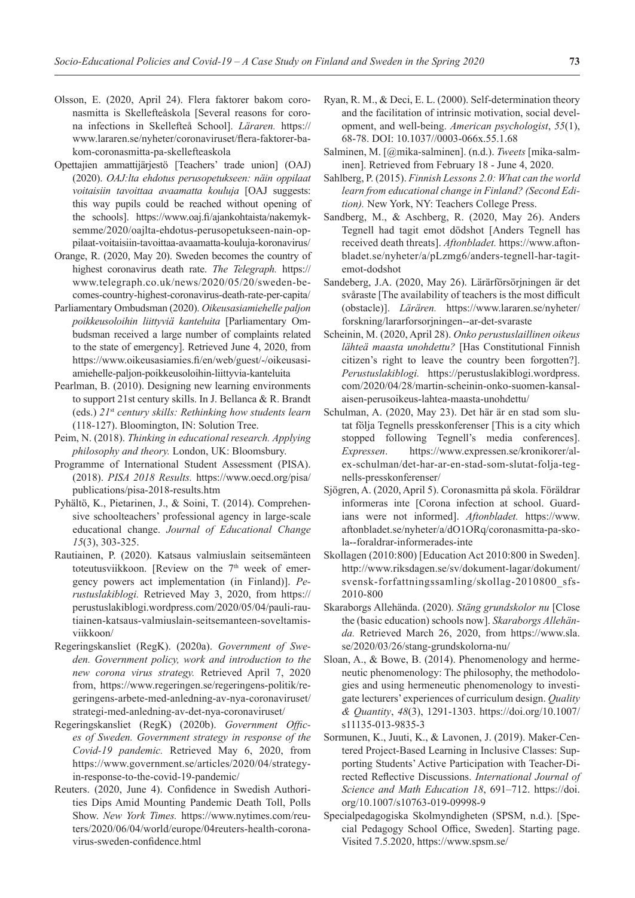Olsson, E. (2020, April 24). Flera faktorer bakom coronasmitta is Skellefteåskola [Several reasons for corona infections in Skellefteå School]. *Läraren.* https://www.lararen.se/nyheter/coronaviruset/flera-faktorer-bakom-coronasmitta-pa-skellefteaskola

Opettajien ammattijärjestö [Teachers' trade union] (OAJ) (2020). *OAJ:lta ehdotus perusopetukseen: näin oppilaat voitaisiin tavoittaa avaamatta kouluja* [OAJ suggests: this way pupils could be reached without opening of the schools]. https://www.oaj.fi/ajankohtaista/nakemyksemme/2020/oajlta-ehdotus-perusopetukseen-nain-oppilaat-voitaisiin-tavoittaa-avaamatta-kouluja-koronavirus/

Orange, R. (2020, May 20). Sweden becomes the country of highest coronavirus death rate. *The Telegraph.* https://www.telegraph.co.uk/news/2020/05/20/sweden-becomes-country-highest-coronavirus-death-rate-per-capita/

Parliamentary Ombudsman (2020). *Oikeusasiamiehelle paljon poikkeusoloihin liittyviä kanteluita* [Parliamentary Ombudsman received a large number of complaints related to the state of emergency]. Retrieved June 4, 2020, from https://www.oikeusasiamies.fi/en/web/guest/-/oikeusasiamiehelle-paljon-poikkeusoloihin-liittyvia-kanteluita

Pearlman, B. (2010). Designing new learning environments to support 21st century skills. In J. Bellanca & R. Brandt (eds.) *21st century skills: Rethinking how students learn* (118-127). Bloomington, IN: Solution Tree.

Peim, N. (2018). *Thinking in educational research. Applying philosophy and theory.* London, UK: Bloomsbury.

Programme of International Student Assessment (PISA). (2018). *PISA 2018 Results.* https://www.oecd.org/pisa/publications/pisa-2018-results.htm

Pyhältö, K., Pietarinen, J., & Soini, T. (2014). Comprehensive schoolteachers' professional agency in large-scale educational change. *Journal of Educational Change 15*(3), 303-325.

Rautiainen, P. (2020). Katsaus valmiuslain seitsemänteen toteutusviikkoon. [Review on the 7th week of emergency powers act implementation (in Finland)]. *Perustuslakiblogi.* Retrieved May 3, 2020, from https://perustuslakiblogi.wordpress.com/2020/05/04/pauli-rautiainen-katsaus-valmiuslain-seitsemanteen-soveltamisviikkoon/

Regeringskansliet (RegK). (2020a). *Government of Sweden. Government policy, work and introduction to the new corona virus strategy.* Retrieved April 7, 2020 from, https://www.regeringen.se/regeringens-politik/regeringens-arbete-med-anledning-av-nya-coronaviruset/strategi-med-anledning-av-det-nya-coronaviruset/

Regeringskansliet (RegK) (2020b). *Government Offices of Sweden. Government strategy in response of the Covid-19 pandemic.* Retrieved May 6, 2020, from https://www.government.se/articles/2020/04/strategy-in-response-to-the-covid-19-pandemic/

Reuters. (2020, June 4). Confidence in Swedish Authorities Dips Amid Mounting Pandemic Death Toll, Polls Show. *New York Times.* https://www.nytimes.com/reuters/2020/06/04/world/europe/04reuters-health-coronavirus-sweden-confidence.html

Ryan, R. M., & Deci, E. L. (2000). Self-determination theory and the facilitation of intrinsic motivation, social development, and well-being. *American psychologist*, *55*(1), 68-78. DOI: 10.1037//0003-066x.55.1.68

Salminen, M. [@mika-salminen]. (n.d.). *Tweets* [mika-salminen]. Retrieved from February 18 - June 4, 2020.

Sahlberg, P. (2015). *Finnish Lessons 2.0: What can the world learn from educational change in Finland? (Second Edition).* New York, NY: Teachers College Press.

Sandberg, M., & Aschberg, R. (2020, May 26). Anders Tegnell had tagit emot dödshot [Anders Tegnell has received death threats]. *Aftonbladet.* https://www.aftonbladet.se/nyheter/a/pLzmg6/anders-tegnell-har-tagit-emot-dodshot

Sandeberg, J.A. (2020, May 26). Lärärförsörjningen är det svåraste [The availability of teachers is the most difficult (obstacle)]. *Läråren.* https://www.lararen.se/nyheter/forskning/lararforsorjningen--ar-det-svaraste

Scheinin, M. (2020, April 28). *Onko perustuslaillinen oikeus lähteä maasta unohdettu?* [Has Constitutional Finnish citizen's right to leave the country been forgotten?]. *Perustuslakiblogi.* https://perustuslakiblogi.wordpress.com/2020/04/28/martin-scheinin-onko-suomen-kansalaisen-perusoikeus-lahtea-maasta-unohdettu/

Schulman, A. (2020, May 23). Det här är en stad som slutat följa Tegnells presskonferenser [This is a city which stopped following Tegnell's media conferences]. *Expressen*. https://www.expressen.se/kronikorer/alex-schulman/det-har-ar-en-stad-som-slutat-folja-tegnells-presskonferenser/

Sjögren, A. (2020, April 5). Coronasmitta på skola. Föräldrar informeras inte [Corona infection at school. Guardians were not informed]. *Aftonbladet.* https://www.aftonbladet.se/nyheter/a/dO1ORq/coronasmitta-pa-skola--foraldrar-informerades-inte

Skollagen (2010:800) [Education Act 2010:800 in Sweden]. http://www.riksdagen.se/sv/dokument-lagar/dokument/svensk-forfattningssamling/skollag-2010800_sfs-2010-800

Skaraborgs Allehända. (2020). *Stäng grundskolor nu* [Close the (basic education) schools now]. *Skaraborgs Allehända.* Retrieved March 26, 2020, from https://www.sla.se/2020/03/26/stang-grundskolorna-nu/

Sloan, A., & Bowe, B. (2014). Phenomenology and hermeneutic phenomenology: The philosophy, the methodologies and using hermeneutic phenomenology to investigate lecturers' experiences of curriculum design. *Quality & Quantity*, *48*(3), 1291-1303. https://doi.org/10.1007/s11135-013-9835-3

Sormunen, K., Juuti, K., & Lavonen, J. (2019). Maker-Centered Project-Based Learning in Inclusive Classes: Supporting Students' Active Participation with Teacher-Directed Reflective Discussions. *International Journal of Science and Math Education 18*, 691–712. https://doi.org/10.1007/s10763-019-09998-9

Specialpedagogiska Skolmyndigheten (SPSM, n.d.). [Special Pedagogy School Office, Sweden]. Starting page. Visited 7.5.2020, https://www.spsm.se/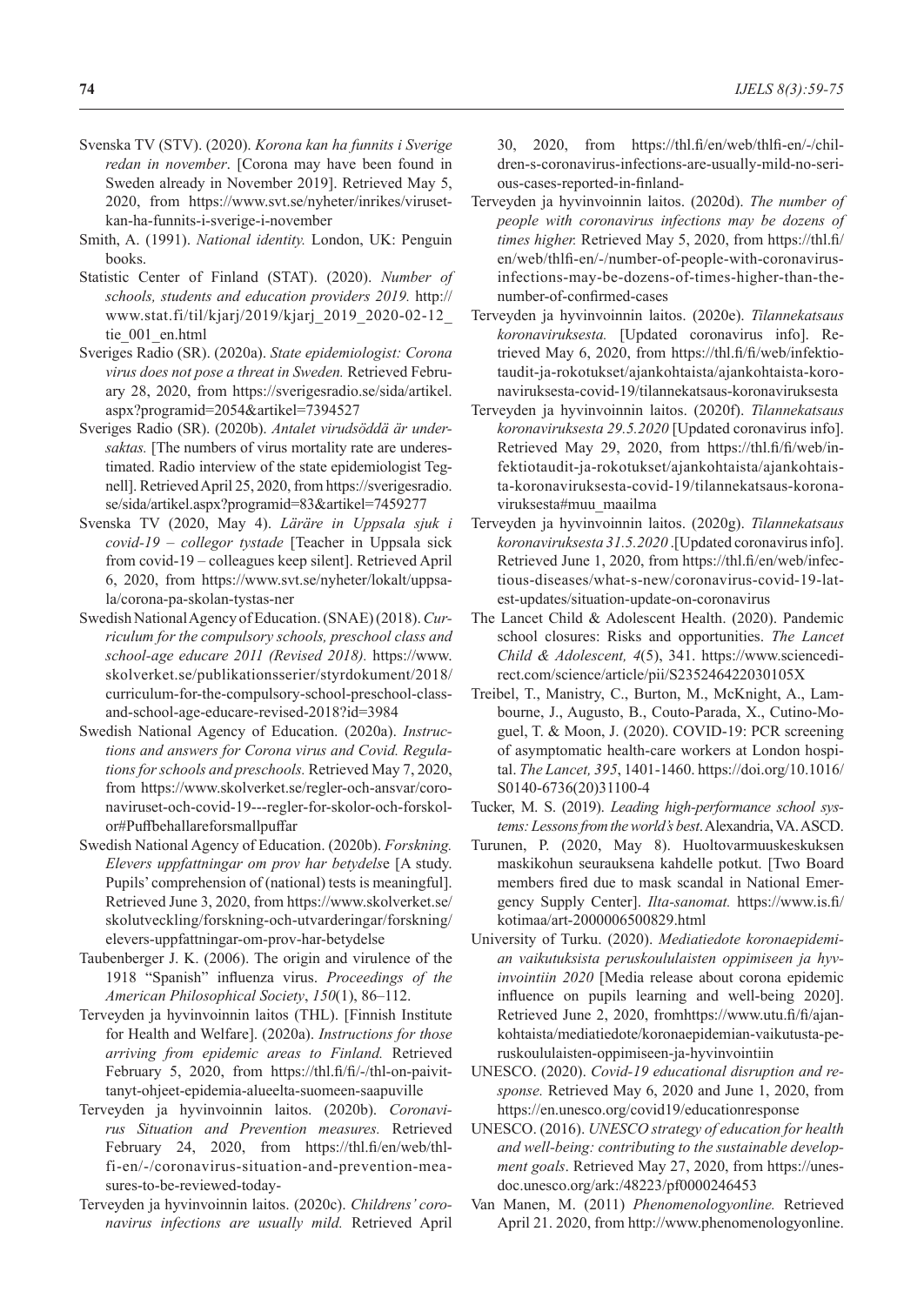Svenska TV (STV). (2020). *Korona kan ha funnits i Sverige redan in november*. [Corona may have been found in Sweden already in November 2019]. Retrieved May 5, 2020, from https://www.svt.se/nyheter/inrikes/viruset-kan-ha-funnits-i-sverige-i-november

Smith, A. (1991). *National identity.* London, UK: Penguin books.

Statistic Center of Finland (STAT). (2020). *Number of schools, students and education providers 2019.* http://www.stat.fi/til/kjarj/2019/kjarj_2019_2020-02-12_tie_001_en.html

Sveriges Radio (SR). (2020a). *State epidemiologist: Corona virus does not pose a threat in Sweden.* Retrieved February 28, 2020, from https://sverigesradio.se/sida/artikel.aspx?programid=2054&artikel=7394527

Sveriges Radio (SR). (2020b). *Antalet virudsöddä är undersaktas.* [The numbers of virus mortality rate are underestimated. Radio interview of the state epidemiologist Tegnell]. Retrieved April 25, 2020, from https://sverigesradio.se/sida/artikel.aspx?programid=83&artikel=7459277

Svenska TV (2020, May 4). *Läräre in Uppsala sjuk i covid-19 – collegor tystade* [Teacher in Uppsala sick from covid-19 – colleagues keep silent]. Retrieved April 6, 2020, from https://www.svt.se/nyheter/lokalt/uppsala/corona-pa-skolan-tystas-ner

Swedish National Agency of Education. (SNAE) (2018). *Curriculum for the compulsory schools, preschool class and school-age educare 2011 (Revised 2018).* https://www.skolverket.se/publikationsserier/styrdokument/2018/curriculum-for-the-compulsory-school-preschool-class-and-school-age-educare-revised-2018?id=3984

Swedish National Agency of Education. (2020a). *Instructions and answers for Corona virus and Covid. Regulations for schools and preschools.* Retrieved May 7, 2020, from https://www.skolverket.se/regler-och-ansvar/coronaviruset-och-covid-19---regler-for-skolor-och-forskolor#Puffbehallareforsmallpuffar

Swedish National Agency of Education. (2020b). *Forskning. Elevers uppfattningar om prov har betydels*e [A study. Pupils' comprehension of (national) tests is meaningful]. Retrieved June 3, 2020, from https://www.skolverket.se/skolutveckling/forskning-och-utvarderingar/forskning/elevers-uppfattningar-om-prov-har-betydelse

Taubenberger J. K. (2006). The origin and virulence of the 1918 "Spanish" influenza virus. *Proceedings of the American Philosophical Society*, *150*(1), 86–112.

Terveyden ja hyvinvoinnin laitos (THL). [Finnish Institute for Health and Welfare]. (2020a). *Instructions for those arriving from epidemic areas to Finland.* Retrieved February 5, 2020, from https://thl.fi/fi/-/thl-on-paivittanyt-ohjeet-epidemia-alueelta-suomeen-saapuville

Terveyden ja hyvinvoinnin laitos. (2020b). *Coronavirus Situation and Prevention measures.* Retrieved February 24, 2020, from https://thl.fi/en/web/thlfi-en/-/coronavirus-situation-and-prevention-measures-to-be-reviewed-today-

Terveyden ja hyvinvoinnin laitos. (2020c). *Childrens' coronavirus infections are usually mild.* Retrieved April 30, 2020, from https://thl.fi/en/web/thlfi-en/-/children-s-coronavirus-infections-are-usually-mild-no-serious-cases-reported-in-finland-

Terveyden ja hyvinvoinnin laitos. (2020d). *The number of people with coronavirus infections may be dozens of times higher.* Retrieved May 5, 2020, from https://thl.fi/en/web/thlfi-en/-/number-of-people-with-coronavirus-infections-may-be-dozens-of-times-higher-than-the-number-of-confirmed-cases

Terveyden ja hyvinvoinnin laitos. (2020e). *Tilannekatsaus koronaviruksesta.* [Updated coronavirus info]. Retrieved May 6, 2020, from https://thl.fi/fi/web/infektiotaudit-ja-rokotukset/ajankohtaista/ajankohtaista-koronaviruksesta-covid-19/tilannekatsaus-koronaviruksesta

Terveyden ja hyvinvoinnin laitos. (2020f). *Tilannekatsaus koronaviruksesta 29.5.2020* [Updated coronavirus info]. Retrieved May 29, 2020, from https://thl.fi/fi/web/infektiotaudit-ja-rokotukset/ajankohtaista/ajankohtaista-koronaviruksesta-covid-19/tilannekatsaus-koronaviruksesta#muu_maailma

Terveyden ja hyvinvoinnin laitos. (2020g). *Tilannekatsaus koronaviruksesta 31.5.2020* .[Updated coronavirus info]. Retrieved June 1, 2020, from https://thl.fi/en/web/infectious-diseases/what-s-new/coronavirus-covid-19-latest-updates/situation-update-on-coronavirus

The Lancet Child & Adolescent Health. (2020). Pandemic school closures: Risks and opportunities. *The Lancet Child & Adolescent, 4*(5), 341. https://www.sciencedirect.com/science/article/pii/S235246422030105X

Treibel, T., Manistry, C., Burton, M., McKnight, A., Lambourne, J., Augusto, B., Couto-Parada, X., Cutino-Moguel, T. & Moon, J. (2020). COVID-19: PCR screening of asymptomatic health-care workers at London hospital. *The Lancet, 395*, 1401-1460. https://doi.org/10.1016/S0140-6736(20)31100-4

Tucker, M. S. (2019). *Leading high-performance school systems: Lessons from the world's best*. Alexandria, VA. ASCD.

Turunen, P. (2020, May 8). Huoltovarmuuskeskuksen maskikohun seurauksena kahdelle potkut. [Two Board members fired due to mask scandal in National Emergency Supply Center]. *Ilta-sanomat.* https://www.is.fi/kotimaa/art-2000006500829.html

University of Turku. (2020). *Mediatiedote koronaepidemian vaikutuksista peruskoululaisten oppimiseen ja hyvinvointiin 2020* [Media release about corona epidemic influence on pupils learning and well-being 2020]. Retrieved June 2, 2020, fromhttps://www.utu.fi/fi/ajankohtaista/mediatiedote/koronaepidemian-vaikutusta-peruskoululaisten-oppimiseen-ja-hyvinvointiin

UNESCO. (2020). *Covid-19 educational disruption and response.* Retrieved May 6, 2020 and June 1, 2020, from https://en.unesco.org/covid19/educationresponse

UNESCO. (2016). *UNESCO strategy of education for health and well-being: contributing to the sustainable development goals*. Retrieved May 27, 2020, from https://unesdoc.unesco.org/ark:/48223/pf0000246453

Van Manen, M. (2011) *Phenomenologyonline.* Retrieved April 21. 2020, from http://www.phenomenologyonline.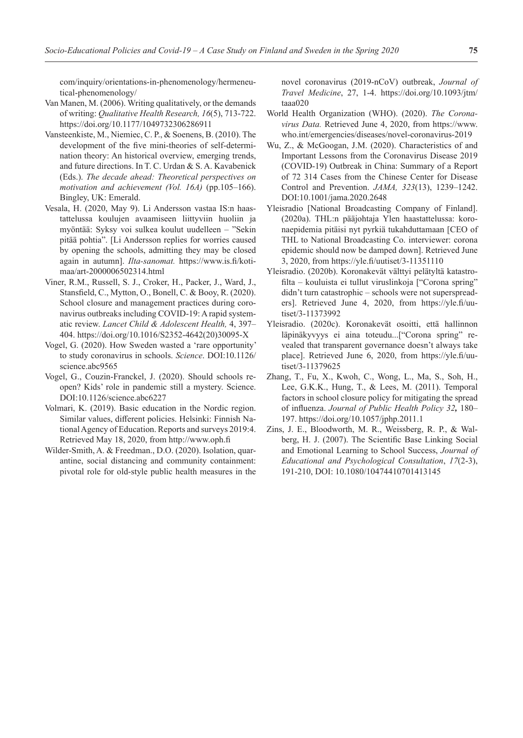com/inquiry/orientations-in-phenomenology/hermeneutical-phenomenology/

Van Manen, M. (2006). Writing qualitatively, or the demands of writing: *Qualitative Health Research, 16*(5), 713-722. https://doi.org/10.1177/1049732306286911

Vansteenkiste, M., Niemiec, C. P., & Soenens, B. (2010). The development of the five mini-theories of self-determination theory: An historical overview, emerging trends, and future directions. In T. C. Urdan & S. A. Kavabenick (Eds.). *The decade ahead: Theoretical perspectives on motivation and achievement (Vol. 16A)* (pp.105–166). Bingley, UK: Emerald.

Vesala, H. (2020, May 9). Li Andersson vastaa IS:n haastattelussa koulujen avaamiseen liittyviin huoliin ja myöntää: Syksy voi sulkea koulut uudelleen – "Sekin pitää pohtia". [Li Andersson replies for worries caused by opening the schools, admitting they may be closed again in autumn]. *Ilta-sanomat.* https://www.is.fi/kotimaa/art-2000006502314.html

Viner, R.M., Russell, S. J., Croker, H., Packer, J., Ward, J., Stansfield, C., Mytton, O., Bonell, C. & Booy, R. (2020). School closure and management practices during coronavirus outbreaks including COVID-19: A rapid systematic review. *Lancet Child & Adolescent Health,* 4, 397–404. https://doi.org/10.1016/S2352-4642(20)30095-X

Vogel, G. (2020). How Sweden wasted a 'rare opportunity' to study coronavirus in schools. *Science*. DOI:10.1126/science.abc9565

Vogel, G., Couzin-Franckel, J. (2020). Should schools reopen? Kids' role in pandemic still a mystery. Science. DOI:10.1126/science.abc6227

Volmari, K. (2019). Basic education in the Nordic region. Similar values, different policies. Helsinki: Finnish National Agency of Education. Reports and surveys 2019:4. Retrieved May 18, 2020, from http://www.oph.fi

Wilder-Smith, A. & Freedman., D.O. (2020). Isolation, quarantine, social distancing and community containment: pivotal role for old-style public health measures in the novel coronavirus (2019-nCoV) outbreak, *Journal of Travel Medicine*, 27, 1-4. https://doi.org/10.1093/jtm/taaa020

World Health Organization (WHO). (2020). *The Coronavirus Data.* Retrieved June 4, 2020, from https://www.who.int/emergencies/diseases/novel-coronavirus-2019

Wu, Z., & McGoogan, J.M. (2020). Characteristics of and Important Lessons from the Coronavirus Disease 2019 (COVID-19) Outbreak in China: Summary of a Report of 72 314 Cases from the Chinese Center for Disease Control and Prevention. *JAMA, 323*(13), 1239–1242. DOI:10.1001/jama.2020.2648

Yleisradio [National Broadcasting Company of Finland]. (2020a). THL:n pääjohtaja Ylen haastattelussa: koronaepidemia pitäisi nyt pyrkiä tukahduttamaan [CEO of THL to National Broadcasting Co. interviewer: corona epidemic should now be damped down]. Retrieved June 3, 2020, from https://yle.fi/uutiset/3-11351110

Yleisradio. (2020b). Koronakevät välttyi pelätyltä katastrofilta – kouluista ei tullut viruslinkoja ["Corona spring" didn't turn catastrophic – schools were not superspreaders]. Retrieved June 4, 2020, from https://yle.fi/uutiset/3-11373992

Yleisradio. (2020c). Koronakevät osoitti, että hallinnon läpinäkyvyys ei aina toteudu...["Corona spring" revealed that transparent governance doesn't always take place]. Retrieved June 6, 2020, from https://yle.fi/uutiset/3-11379625

Zhang, T., Fu, X., Kwoh, C., Wong, L., Ma, S., Soh, H., Lee, G.K.K., Hung, T., & Lees, M. (2011). Temporal factors in school closure policy for mitigating the spread of influenza. *Journal of Public Health Policy 32***,** 180–197. https://doi.org/10.1057/jphp.2011.1

Zins, J. E., Bloodworth, M. R., Weissberg, R. P., & Walberg, H. J. (2007). The Scientific Base Linking Social and Emotional Learning to School Success, *Journal of Educational and Psychological Consultation*, *17*(2-3), 191-210, DOI: 10.1080/10474410701413145